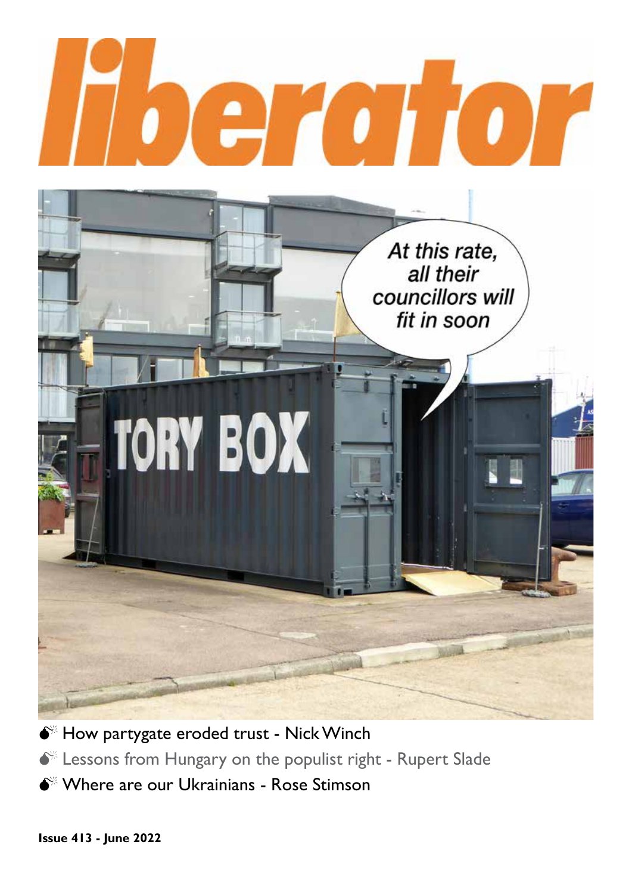# liberator

At this rate, all their councillors will fit in soon

TORY BOX

- How partygate eroded trust - Nick Winch
- Lessons from Hungary on the populist right - Rupert Slade
- Where are our Ukrainians - Rose Stimson

**Issue 413 - June 2022**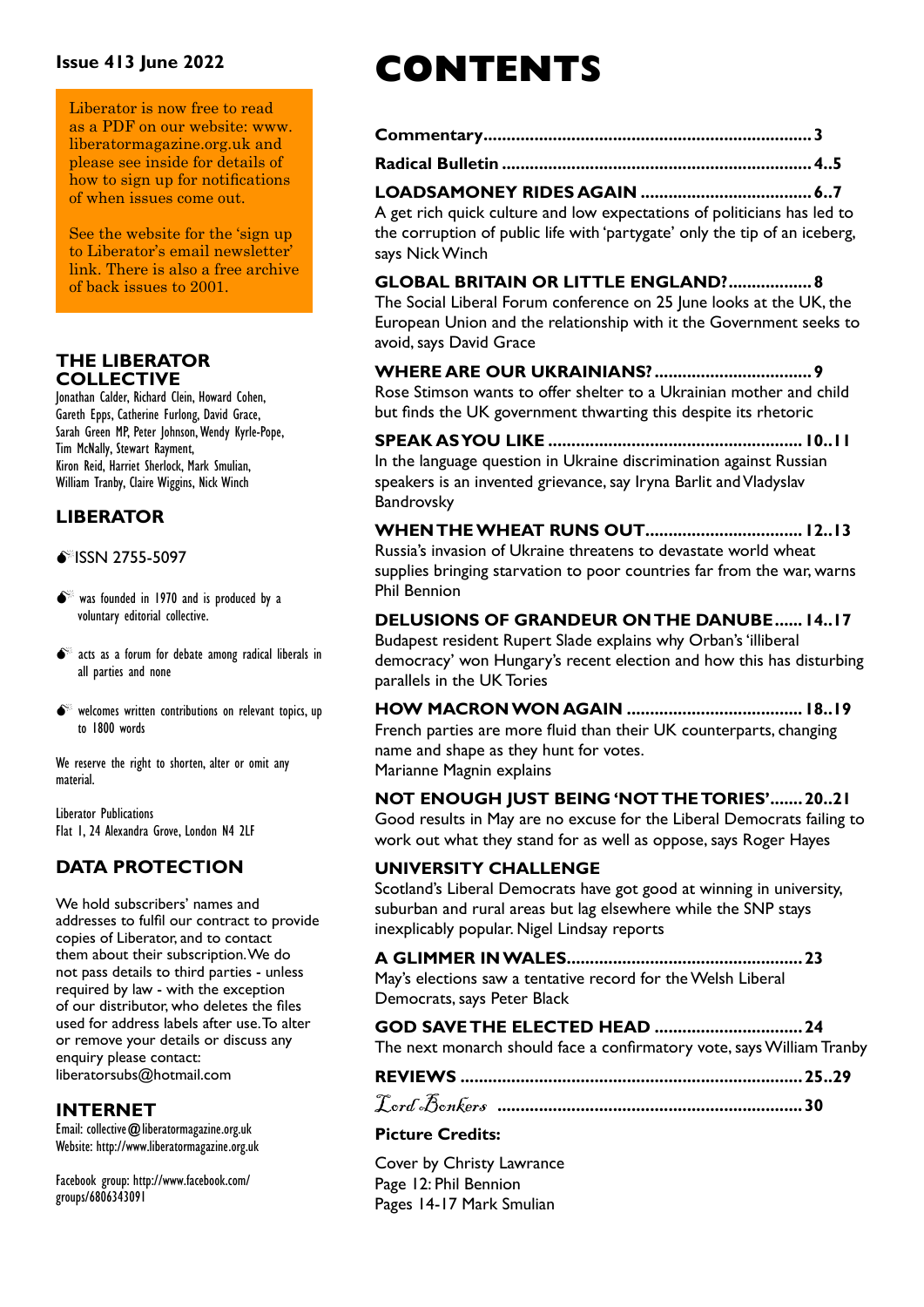**Issue 413 June 2022**

Liberator is now free to read as a PDF on our website: www.liberatormagazine.org.uk and please see inside for details of how to sign up for notifications of when issues come out.

See the website for the 'sign up to Liberator's email newsletter' link. There is also a free archive of back issues to 2001.

## THE LIBERATOR COLLECTIVE

Jonathan Calder, Richard Clein, Howard Cohen, Gareth Epps, Catherine Furlong, David Grace, Sarah Green MP, Peter Johnson, Wendy Kyrle-Pope, Tim McNally, Stewart Rayment, Kiron Reid, Harriet Sherlock, Mark Smulian, William Tranby, Claire Wiggins, Nick Winch

## LIBERATOR

ISSN 2755-5097

- was founded in 1970 and is produced by a voluntary editorial collective.
- acts as a forum for debate among radical liberals in all parties and none
- welcomes written contributions on relevant topics, up to 1800 words

We reserve the right to shorten, alter or omit any material.

Liberator Publications
Flat 1, 24 Alexandra Grove, London N4 2LF

## DATA PROTECTION

We hold subscribers' names and addresses to fulfil our contract to provide copies of Liberator, and to contact them about their subscription. We do not pass details to third parties - unless required by law - with the exception of our distributor, who deletes the files used for address labels after use. To alter or remove your details or discuss any enquiry please contact: liberatorsubs@hotmail.com

## INTERNET

Email: collective@liberatormagazine.org.uk
Website: http://www.liberatormagazine.org.uk

Facebook group: http://www.facebook.com/groups/6806343091

# CONTENTS

**Commentary....................................................3**

**Radical Bulletin..............................................4..5**

**LOADSAMONEY RIDES AGAIN ..........................6..7**
A get rich quick culture and low expectations of politicians has led to the corruption of public life with 'partygate' only the tip of an iceberg, says Nick Winch

**GLOBAL BRITAIN OR LITTLE ENGLAND?..................8**
The Social Liberal Forum conference on 25 June looks at the UK, the European Union and the relationship with it the Government seeks to avoid, says David Grace

**WHERE ARE OUR UKRAINIANS?...........................9**
Rose Stimson wants to offer shelter to a Ukrainian mother and child but finds the UK government thwarting this despite its rhetoric

**SPEAK AS YOU LIKE ......................................10..11**
In the language question in Ukraine discrimination against Russian speakers is an invented grievance, say Iryna Barlit and Vladyslav Bandrovsky

**WHEN THE WHEAT RUNS OUT.........................12..13**
Russia's invasion of Ukraine threatens to devastate world wheat supplies bringing starvation to poor countries far from the war, warns Phil Bennion

**DELUSIONS OF GRANDEUR ON THE DANUBE......14..17**
Budapest resident Rupert Slade explains why Orban's 'illiberal democracy' won Hungary's recent election and how this has disturbing parallels in the UK Tories

**HOW MACRON WON AGAIN ...............................18..19**
French parties are more fluid than their UK counterparts, changing name and shape as they hunt for votes.
Marianne Magnin explains

**NOT ENOUGH JUST BEING 'NOT THE TORIES'.......20..21**
Good results in May are no excuse for the Liberal Democrats failing to work out what they stand for as well as oppose, says Roger Hayes

**UNIVERSITY CHALLENGE**
Scotland's Liberal Democrats have got good at winning in university, suburban and rural areas but lag elsewhere while the SNP stays inexplicably popular. Nigel Lindsay reports

**A GLIMMER IN WALES.......................................23**
May's elections saw a tentative record for the Welsh Liberal Democrats, says Peter Black

**GOD SAVE THE ELECTED HEAD ..........................24**
The next monarch should face a confirmatory vote, says William Tranby

**REVIEWS .....................................................25..29**

***Lord Bonkers* .................................................30**

**Picture Credits:**

Cover by Christy Lawrance
Page 12: Phil Bennion
Pages 14-17 Mark Smulian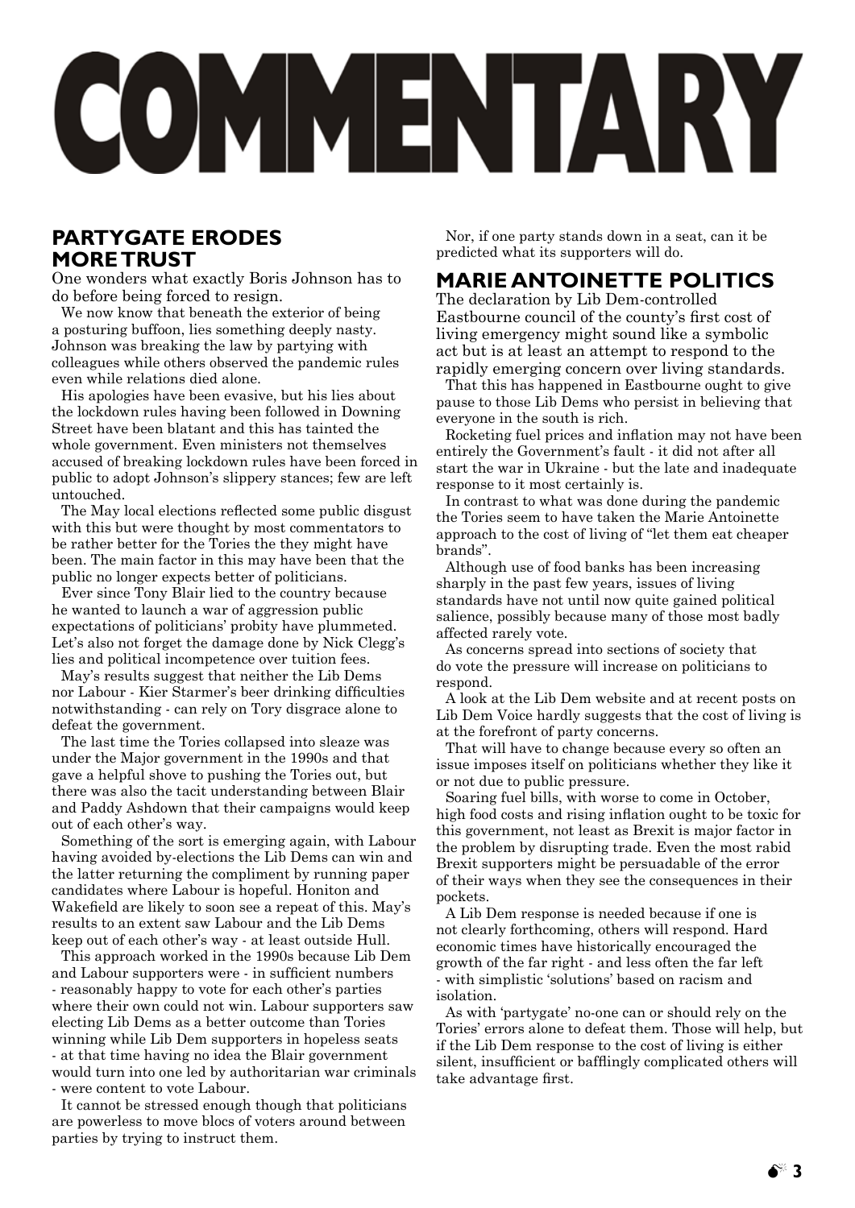# COMMENTARY

## PARTYGATE ERODES MORE TRUST

One wonders what exactly Boris Johnson has to do before being forced to resign.

We now know that beneath the exterior of being a posturing buffoon, lies something deeply nasty. Johnson was breaking the law by partying with colleagues while others observed the pandemic rules even while relations died alone.

His apologies have been evasive, but his lies about the lockdown rules having been followed in Downing Street have been blatant and this has tainted the whole government. Even ministers not themselves accused of breaking lockdown rules have been forced in public to adopt Johnson's slippery stances; few are left untouched.

The May local elections reflected some public disgust with this but were thought by most commentators to be rather better for the Tories the they might have been. The main factor in this may have been that the public no longer expects better of politicians.

Ever since Tony Blair lied to the country because he wanted to launch a war of aggression public expectations of politicians' probity have plummeted. Let's also not forget the damage done by Nick Clegg's lies and political incompetence over tuition fees.

May's results suggest that neither the Lib Dems nor Labour - Kier Starmer's beer drinking difficulties notwithstanding - can rely on Tory disgrace alone to defeat the government.

The last time the Tories collapsed into sleaze was under the Major government in the 1990s and that gave a helpful shove to pushing the Tories out, but there was also the tacit understanding between Blair and Paddy Ashdown that their campaigns would keep out of each other's way.

Something of the sort is emerging again, with Labour having avoided by-elections the Lib Dems can win and the latter returning the compliment by running paper candidates where Labour is hopeful. Honiton and Wakefield are likely to soon see a repeat of this. May's results to an extent saw Labour and the Lib Dems keep out of each other's way - at least outside Hull.

This approach worked in the 1990s because Lib Dem and Labour supporters were - in sufficient numbers - reasonably happy to vote for each other's parties where their own could not win. Labour supporters saw electing Lib Dems as a better outcome than Tories winning while Lib Dem supporters in hopeless seats - at that time having no idea the Blair government would turn into one led by authoritarian war criminals - were content to vote Labour.

It cannot be stressed enough though that politicians are powerless to move blocs of voters around between parties by trying to instruct them.

Nor, if one party stands down in a seat, can it be predicted what its supporters will do.

## MARIE ANTOINETTE POLITICS

The declaration by Lib Dem-controlled Eastbourne council of the county's first cost of living emergency might sound like a symbolic act but is at least an attempt to respond to the rapidly emerging concern over living standards.

That this has happened in Eastbourne ought to give pause to those Lib Dems who persist in believing that everyone in the south is rich.

Rocketing fuel prices and inflation may not have been entirely the Government's fault - it did not after all start the war in Ukraine - but the late and inadequate response to it most certainly is.

In contrast to what was done during the pandemic the Tories seem to have taken the Marie Antoinette approach to the cost of living of "let them eat cheaper brands".

Although use of food banks has been increasing sharply in the past few years, issues of living standards have not until now quite gained political salience, possibly because many of those most badly affected rarely vote.

As concerns spread into sections of society that do vote the pressure will increase on politicians to respond.

A look at the Lib Dem website and at recent posts on Lib Dem Voice hardly suggests that the cost of living is at the forefront of party concerns.

That will have to change because every so often an issue imposes itself on politicians whether they like it or not due to public pressure.

Soaring fuel bills, with worse to come in October, high food costs and rising inflation ought to be toxic for this government, not least as Brexit is major factor in the problem by disrupting trade. Even the most rabid Brexit supporters might be persuadable of the error of their ways when they see the consequences in their pockets.

A Lib Dem response is needed because if one is not clearly forthcoming, others will respond. Hard economic times have historically encouraged the growth of the far right - and less often the far left - with simplistic 'solutions' based on racism and isolation.

As with 'partygate' no-one can or should rely on the Tories' errors alone to defeat them. Those will help, but if the Lib Dem response to the cost of living is either silent, insufficient or bafflingly complicated others will take advantage first.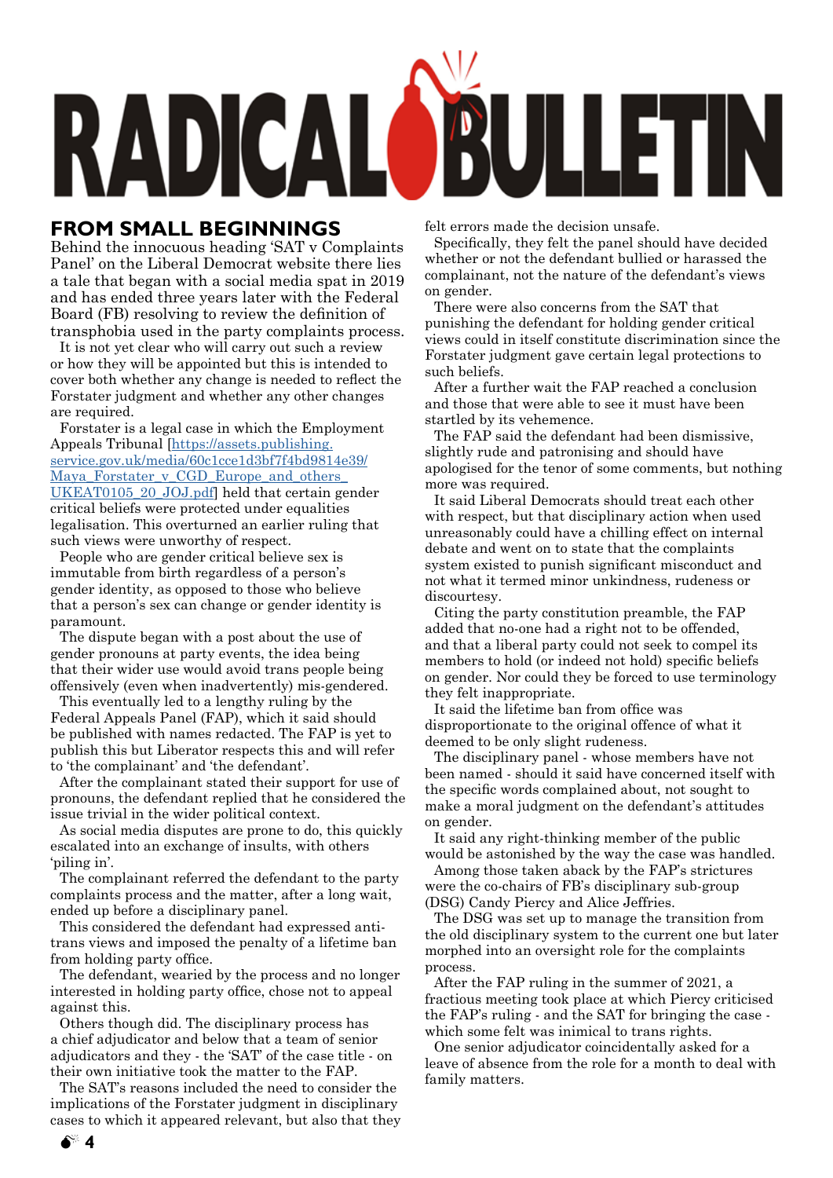# RADICAL BULLETIN

## FROM SMALL BEGINNINGS

Behind the innocuous heading 'SAT v Complaints Panel' on the Liberal Democrat website there lies a tale that began with a social media spat in 2019 and has ended three years later with the Federal Board (FB) resolving to review the definition of transphobia used in the party complaints process.

It is not yet clear who will carry out such a review or how they will be appointed but this is intended to cover both whether any change is needed to reflect the Forstater judgment and whether any other changes are required.

Forstater is a legal case in which the Employment Appeals Tribunal [https://assets.publishing.service.gov.uk/media/60c1cce1d3bf7f4bd9814e39/Maya_Forstater_v_CGD_Europe_and_others_UKEAT0105_20_JOJ.pdf] held that certain gender critical beliefs were protected under equalities legalisation. This overturned an earlier ruling that such views were unworthy of respect.

People who are gender critical believe sex is immutable from birth regardless of a person's gender identity, as opposed to those who believe that a person's sex can change or gender identity is paramount.

The dispute began with a post about the use of gender pronouns at party events, the idea being that their wider use would avoid trans people being offensively (even when inadvertently) mis-gendered.

This eventually led to a lengthy ruling by the Federal Appeals Panel (FAP), which it said should be published with names redacted. The FAP is yet to publish this but Liberator respects this and will refer to 'the complainant' and 'the defendant'.

After the complainant stated their support for use of pronouns, the defendant replied that he considered the issue trivial in the wider political context.

As social media disputes are prone to do, this quickly escalated into an exchange of insults, with others 'piling in'.

The complainant referred the defendant to the party complaints process and the matter, after a long wait, ended up before a disciplinary panel.

This considered the defendant had expressed anti-trans views and imposed the penalty of a lifetime ban from holding party office.

The defendant, wearied by the process and no longer interested in holding party office, chose not to appeal against this.

Others though did. The disciplinary process has a chief adjudicator and below that a team of senior adjudicators and they - the 'SAT' of the case title - on their own initiative took the matter to the FAP.

The SAT's reasons included the need to consider the implications of the Forstater judgment in disciplinary cases to which it appeared relevant, but also that they felt errors made the decision unsafe.

Specifically, they felt the panel should have decided whether or not the defendant bullied or harassed the complainant, not the nature of the defendant's views on gender.

There were also concerns from the SAT that punishing the defendant for holding gender critical views could in itself constitute discrimination since the Forstater judgment gave certain legal protections to such beliefs.

After a further wait the FAP reached a conclusion and those that were able to see it must have been startled by its vehemence.

The FAP said the defendant had been dismissive, slightly rude and patronising and should have apologised for the tenor of some comments, but nothing more was required.

It said Liberal Democrats should treat each other with respect, but that disciplinary action when used unreasonably could have a chilling effect on internal debate and went on to state that the complaints system existed to punish significant misconduct and not what it termed minor unkindness, rudeness or discourtesy.

Citing the party constitution preamble, the FAP added that no-one had a right not to be offended, and that a liberal party could not seek to compel its members to hold (or indeed not hold) specific beliefs on gender. Nor could they be forced to use terminology they felt inappropriate.

It said the lifetime ban from office was disproportionate to the original offence of what it deemed to be only slight rudeness.

The disciplinary panel - whose members have not been named - should it said have concerned itself with the specific words complained about, not sought to make a moral judgment on the defendant's attitudes on gender.

It said any right-thinking member of the public would be astonished by the way the case was handled.

Among those taken aback by the FAP's strictures were the co-chairs of FB's disciplinary sub-group (DSG) Candy Piercy and Alice Jeffries.

The DSG was set up to manage the transition from the old disciplinary system to the current one but later morphed into an oversight role for the complaints process.

After the FAP ruling in the summer of 2021, a fractious meeting took place at which Piercy criticised the FAP's ruling - and the SAT for bringing the case - which some felt was inimical to trans rights.

One senior adjudicator coincidentally asked for a leave of absence from the role for a month to deal with family matters.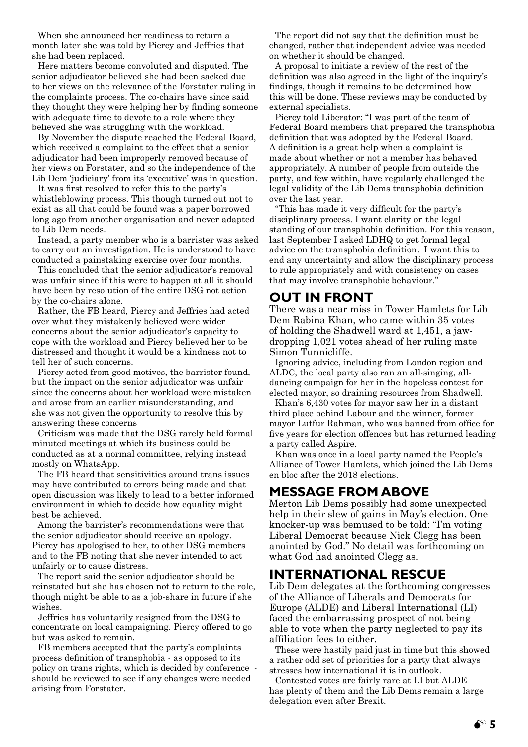When she announced her readiness to return a month later she was told by Piercy and Jeffries that she had been replaced.

Here matters become convoluted and disputed. The senior adjudicator believed she had been sacked due to her views on the relevance of the Forstater ruling in the complaints process. The co-chairs have since said they thought they were helping her by finding someone with adequate time to devote to a role where they believed she was struggling with the workload.

By November the dispute reached the Federal Board, which received a complaint to the effect that a senior adjudicator had been improperly removed because of her views on Forstater, and so the independence of the Lib Dem 'judiciary' from its 'executive' was in question.

It was first resolved to refer this to the party's whistleblowing process. This though turned out not to exist as all that could be found was a paper borrowed long ago from another organisation and never adapted to Lib Dem needs.

Instead, a party member who is a barrister was asked to carry out an investigation. He is understood to have conducted a painstaking exercise over four months.

This concluded that the senior adjudicator's removal was unfair since if this were to happen at all it should have been by resolution of the entire DSG not action by the co-chairs alone.

Rather, the FB heard, Piercy and Jeffries had acted over what they mistakenly believed were wider concerns about the senior adjudicator's capacity to cope with the workload and Piercy believed her to be distressed and thought it would be a kindness not to tell her of such concerns.

Piercy acted from good motives, the barrister found, but the impact on the senior adjudicator was unfair since the concerns about her workload were mistaken and arose from an earlier misunderstanding, and she was not given the opportunity to resolve this by answering these concerns

Criticism was made that the DSG rarely held formal minuted meetings at which its business could be conducted as at a normal committee, relying instead mostly on WhatsApp.

The FB heard that sensitivities around trans issues may have contributed to errors being made and that open discussion was likely to lead to a better informed environment in which to decide how equality might best be achieved.

Among the barrister's recommendations were that the senior adjudicator should receive an apology. Piercy has apologised to her, to other DSG members and to the FB noting that she never intended to act unfairly or to cause distress.

The report said the senior adjudicator should be reinstated but she has chosen not to return to the role, though might be able to as a job-share in future if she wishes.

Jeffries has voluntarily resigned from the DSG to concentrate on local campaigning. Piercy offered to go but was asked to remain.

FB members accepted that the party's complaints process definition of transphobia - as opposed to its policy on trans rights, which is decided by conference - should be reviewed to see if any changes were needed arising from Forstater.

The report did not say that the definition must be changed, rather that independent advice was needed on whether it should be changed.

A proposal to initiate a review of the rest of the definition was also agreed in the light of the inquiry's findings, though it remains to be determined how this will be done. These reviews may be conducted by external specialists.

Piercy told Liberator: "I was part of the team of Federal Board members that prepared the transphobia definition that was adopted by the Federal Board. A definition is a great help when a complaint is made about whether or not a member has behaved appropriately. A number of people from outside the party, and few within, have regularly challenged the legal validity of the Lib Dems transphobia definition over the last year.

"This has made it very difficult for the party's disciplinary process. I want clarity on the legal standing of our transphobia definition. For this reason, last September I asked LDHQ to get formal legal advice on the transphobia definition. I want this to end any uncertainty and allow the disciplinary process to rule appropriately and with consistency on cases that may involve transphobic behaviour."

## OUT IN FRONT

There was a near miss in Tower Hamlets for Lib Dem Rabina Khan, who came within 35 votes of holding the Shadwell ward at 1,451, a jaw-dropping 1,021 votes ahead of her ruling mate Simon Tunnicliffe.

Ignoring advice, including from London region and ALDC, the local party also ran an all-singing, all-dancing campaign for her in the hopeless contest for elected mayor, so draining resources from Shadwell.

Khan's 6,430 votes for mayor saw her in a distant third place behind Labour and the winner, former mayor Lutfur Rahman, who was banned from office for five years for election offences but has returned leading a party called Aspire.

Khan was once in a local party named the People's Alliance of Tower Hamlets, which joined the Lib Dems en bloc after the 2018 elections.

## MESSAGE FROM ABOVE

Merton Lib Dems possibly had some unexpected help in their slew of gains in May's election. One knocker-up was bemused to be told: "I'm voting Liberal Democrat because Nick Clegg has been anointed by God." No detail was forthcoming on what God had anointed Clegg as.

## INTERNATIONAL RESCUE

Lib Dem delegates at the forthcoming congresses of the Alliance of Liberals and Democrats for Europe (ALDE) and Liberal International (LI) faced the embarrassing prospect of not being able to vote when the party neglected to pay its affiliation fees to either.

These were hastily paid just in time but this showed a rather odd set of priorities for a party that always stresses how international it is in outlook.

Contested votes are fairly rare at LI but ALDE has plenty of them and the Lib Dems remain a large delegation even after Brexit.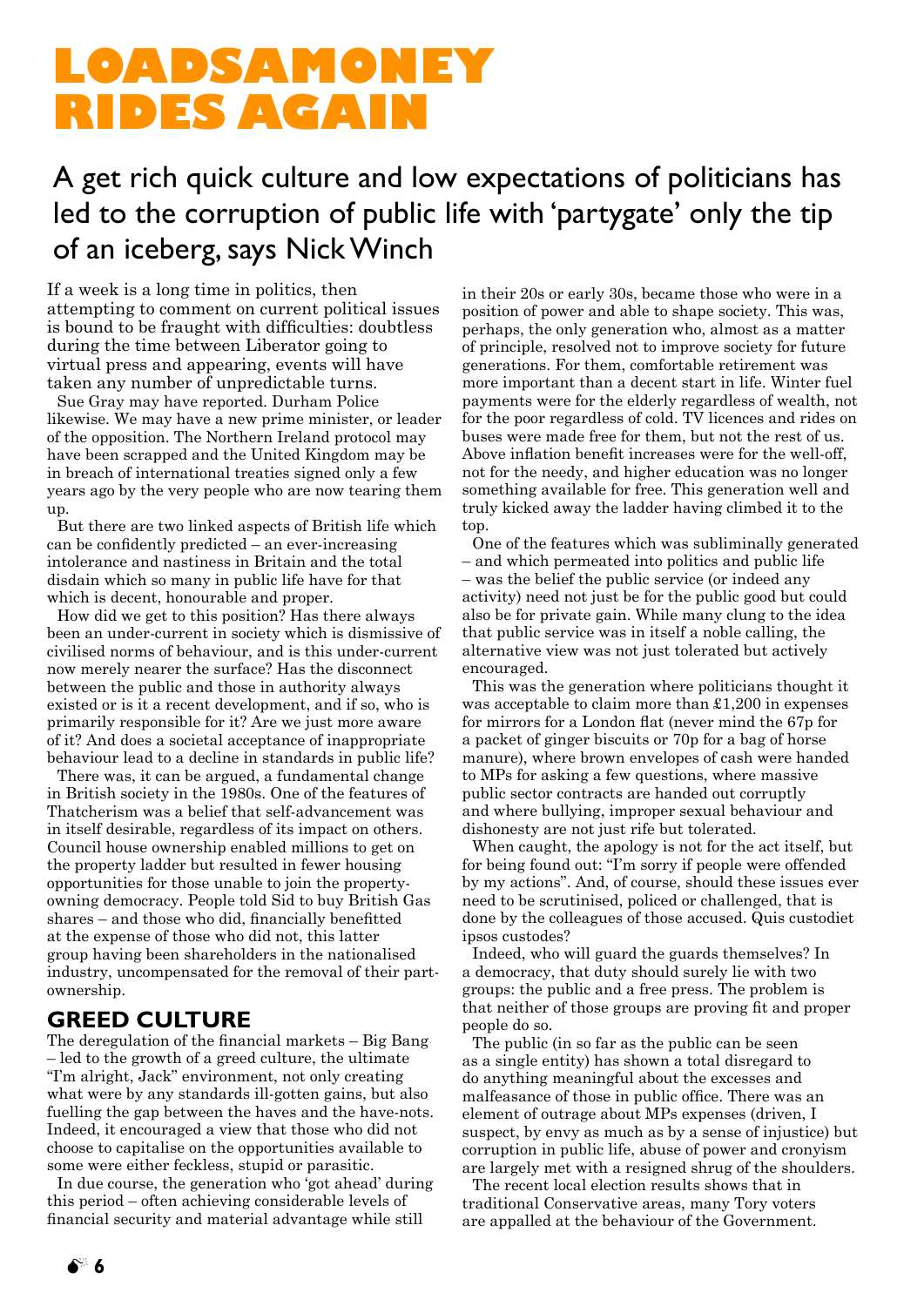# LOADSAMONEY RIDES AGAIN

## A get rich quick culture and low expectations of politicians has led to the corruption of public life with 'partygate' only the tip of an iceberg, says Nick Winch

If a week is a long time in politics, then attempting to comment on current political issues is bound to be fraught with difficulties: doubtless during the time between Liberator going to virtual press and appearing, events will have taken any number of unpredictable turns.

Sue Gray may have reported. Durham Police likewise. We may have a new prime minister, or leader of the opposition. The Northern Ireland protocol may have been scrapped and the United Kingdom may be in breach of international treaties signed only a few years ago by the very people who are now tearing them up.

But there are two linked aspects of British life which can be confidently predicted – an ever-increasing intolerance and nastiness in Britain and the total disdain which so many in public life have for that which is decent, honourable and proper.

How did we get to this position? Has there always been an under-current in society which is dismissive of civilised norms of behaviour, and is this under-current now merely nearer the surface? Has the disconnect between the public and those in authority always existed or is it a recent development, and if so, who is primarily responsible for it? Are we just more aware of it? And does a societal acceptance of inappropriate behaviour lead to a decline in standards in public life?

There was, it can be argued, a fundamental change in British society in the 1980s. One of the features of Thatcherism was a belief that self-advancement was in itself desirable, regardless of its impact on others. Council house ownership enabled millions to get on the property ladder but resulted in fewer housing opportunities for those unable to join the property-owning democracy. People told Sid to buy British Gas shares – and those who did, financially benefitted at the expense of those who did not, this latter group having been shareholders in the nationalised industry, uncompensated for the removal of their part-ownership.

## GREED CULTURE

The deregulation of the financial markets – Big Bang – led to the growth of a greed culture, the ultimate "I'm alright, Jack" environment, not only creating what were by any standards ill-gotten gains, but also fuelling the gap between the haves and the have-nots. Indeed, it encouraged a view that those who did not choose to capitalise on the opportunities available to some were either feckless, stupid or parasitic.

In due course, the generation who 'got ahead' during this period – often achieving considerable levels of financial security and material advantage while still in their 20s or early 30s, became those who were in a position of power and able to shape society. This was, perhaps, the only generation who, almost as a matter of principle, resolved not to improve society for future generations. For them, comfortable retirement was more important than a decent start in life. Winter fuel payments were for the elderly regardless of wealth, not for the poor regardless of cold. TV licences and rides on buses were made free for them, but not the rest of us. Above inflation benefit increases were for the well-off, not for the needy, and higher education was no longer something available for free. This generation well and truly kicked away the ladder having climbed it to the top.

One of the features which was subliminally generated – and which permeated into politics and public life – was the belief the public service (or indeed any activity) need not just be for the public good but could also be for private gain. While many clung to the idea that public service was in itself a noble calling, the alternative view was not just tolerated but actively encouraged.

This was the generation where politicians thought it was acceptable to claim more than £1,200 in expenses for mirrors for a London flat (never mind the 67p for a packet of ginger biscuits or 70p for a bag of horse manure), where brown envelopes of cash were handed to MPs for asking a few questions, where massive public sector contracts are handed out corruptly and where bullying, improper sexual behaviour and dishonesty are not just rife but tolerated.

When caught, the apology is not for the act itself, but for being found out: "I'm sorry if people were offended by my actions". And, of course, should these issues ever need to be scrutinised, policed or challenged, that is done by the colleagues of those accused. Quis custodiet ipsos custodes?

Indeed, who will guard the guards themselves? In a democracy, that duty should surely lie with two groups: the public and a free press. The problem is that neither of those groups are proving fit and proper people do so.

The public (in so far as the public can be seen as a single entity) has shown a total disregard to do anything meaningful about the excesses and malfeasance of those in public office. There was an element of outrage about MPs expenses (driven, I suspect, by envy as much as by a sense of injustice) but corruption in public life, abuse of power and cronyism are largely met with a resigned shrug of the shoulders.

The recent local election results shows that in traditional Conservative areas, many Tory voters are appalled at the behaviour of the Government.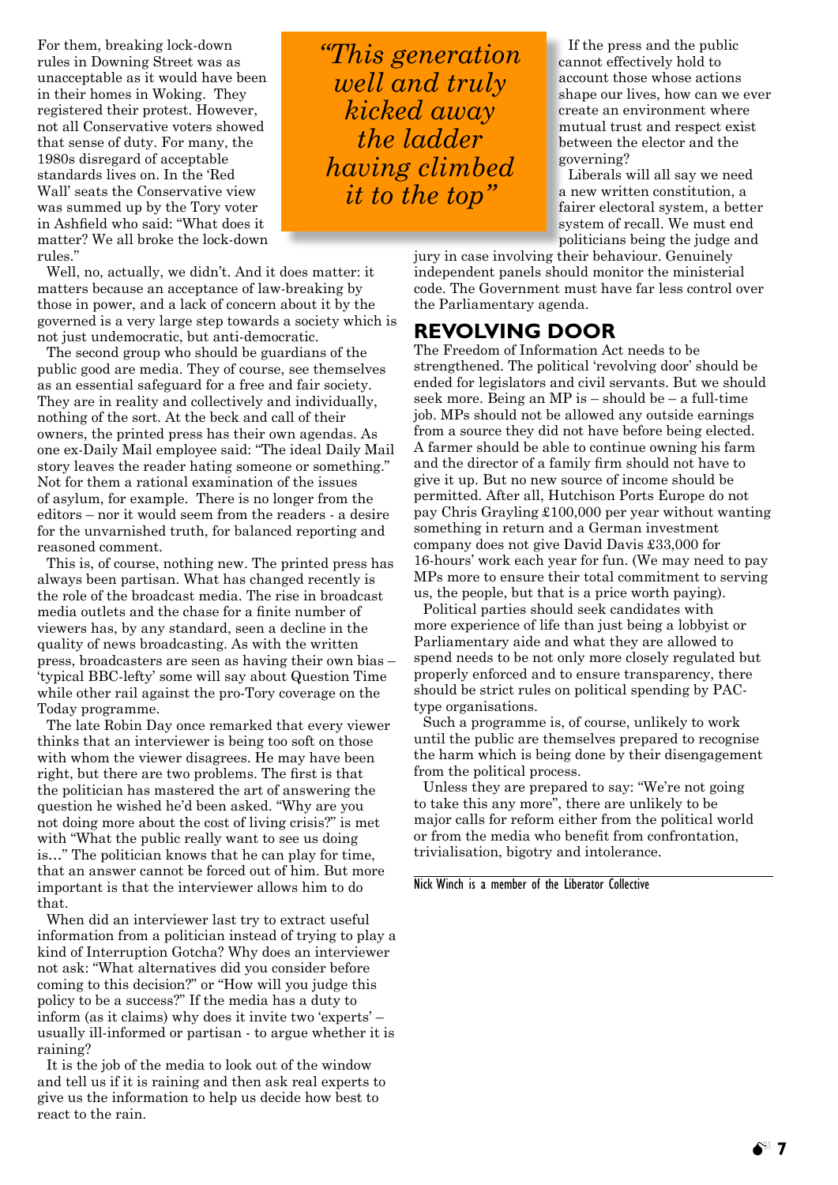For them, breaking lock-down rules in Downing Street was as unacceptable as it would have been in their homes in Woking. They registered their protest. However, not all Conservative voters showed that sense of duty. For many, the 1980s disregard of acceptable standards lives on. In the 'Red Wall' seats the Conservative view was summed up by the Tory voter in Ashfield who said: "What does it matter? We all broke the lock-down rules."

Well, no, actually, we didn't. And it does matter: it matters because an acceptance of law-breaking by those in power, and a lack of concern about it by the governed is a very large step towards a society which is not just undemocratic, but anti-democratic.

The second group who should be guardians of the public good are media. They of course, see themselves as an essential safeguard for a free and fair society. They are in reality and collectively and individually, nothing of the sort. At the beck and call of their owners, the printed press has their own agendas. As one ex-Daily Mail employee said: "The ideal Daily Mail story leaves the reader hating someone or something." Not for them a rational examination of the issues of asylum, for example. There is no longer from the editors – nor it would seem from the readers - a desire for the unvarnished truth, for balanced reporting and reasoned comment.

This is, of course, nothing new. The printed press has always been partisan. What has changed recently is the role of the broadcast media. The rise in broadcast media outlets and the chase for a finite number of viewers has, by any standard, seen a decline in the quality of news broadcasting. As with the written press, broadcasters are seen as having their own bias – 'typical BBC-lefty' some will say about Question Time while other rail against the pro-Tory coverage on the Today programme.

The late Robin Day once remarked that every viewer thinks that an interviewer is being too soft on those with whom the viewer disagrees. He may have been right, but there are two problems. The first is that the politician has mastered the art of answering the question he wished he'd been asked. "Why are you not doing more about the cost of living crisis?" is met with "What the public really want to see us doing is…" The politician knows that he can play for time, that an answer cannot be forced out of him. But more important is that the interviewer allows him to do that.

When did an interviewer last try to extract useful information from a politician instead of trying to play a kind of Interruption Gotcha? Why does an interviewer not ask: "What alternatives did you consider before coming to this decision?" or "How will you judge this policy to be a success?" If the media has a duty to inform (as it claims) why does it invite two 'experts' – usually ill-informed or partisan - to argue whether it is raining?

It is the job of the media to look out of the window and tell us if it is raining and then ask real experts to give us the information to help us decide how best to react to the rain.

> *"This generation well and truly kicked away the ladder having climbed it to the top"*

If the press and the public cannot effectively hold to account those whose actions shape our lives, how can we ever create an environment where mutual trust and respect exist between the elector and the governing?

Liberals will all say we need a new written constitution, a fairer electoral system, a better system of recall. We must end politicians being the judge and jury in case involving their behaviour. Genuinely independent panels should monitor the ministerial code. The Government must have far less control over the Parliamentary agenda.

## REVOLVING DOOR

The Freedom of Information Act needs to be strengthened. The political 'revolving door' should be ended for legislators and civil servants. But we should seek more. Being an MP is – should be – a full-time job. MPs should not be allowed any outside earnings from a source they did not have before being elected. A farmer should be able to continue owning his farm and the director of a family firm should not have to give it up. But no new source of income should be permitted. After all, Hutchison Ports Europe do not pay Chris Grayling £100,000 per year without wanting something in return and a German investment company does not give David Davis £33,000 for 16-hours' work each year for fun. (We may need to pay MPs more to ensure their total commitment to serving us, the people, but that is a price worth paying).

Political parties should seek candidates with more experience of life than just being a lobbyist or Parliamentary aide and what they are allowed to spend needs to be not only more closely regulated but properly enforced and to ensure transparency, there should be strict rules on political spending by PAC-type organisations.

Such a programme is, of course, unlikely to work until the public are themselves prepared to recognise the harm which is being done by their disengagement from the political process.

Unless they are prepared to say: "We're not going to take this any more", there are unlikely to be major calls for reform either from the political world or from the media who benefit from confrontation, trivialisation, bigotry and intolerance.

---

Nick Winch is a member of the Liberator Collective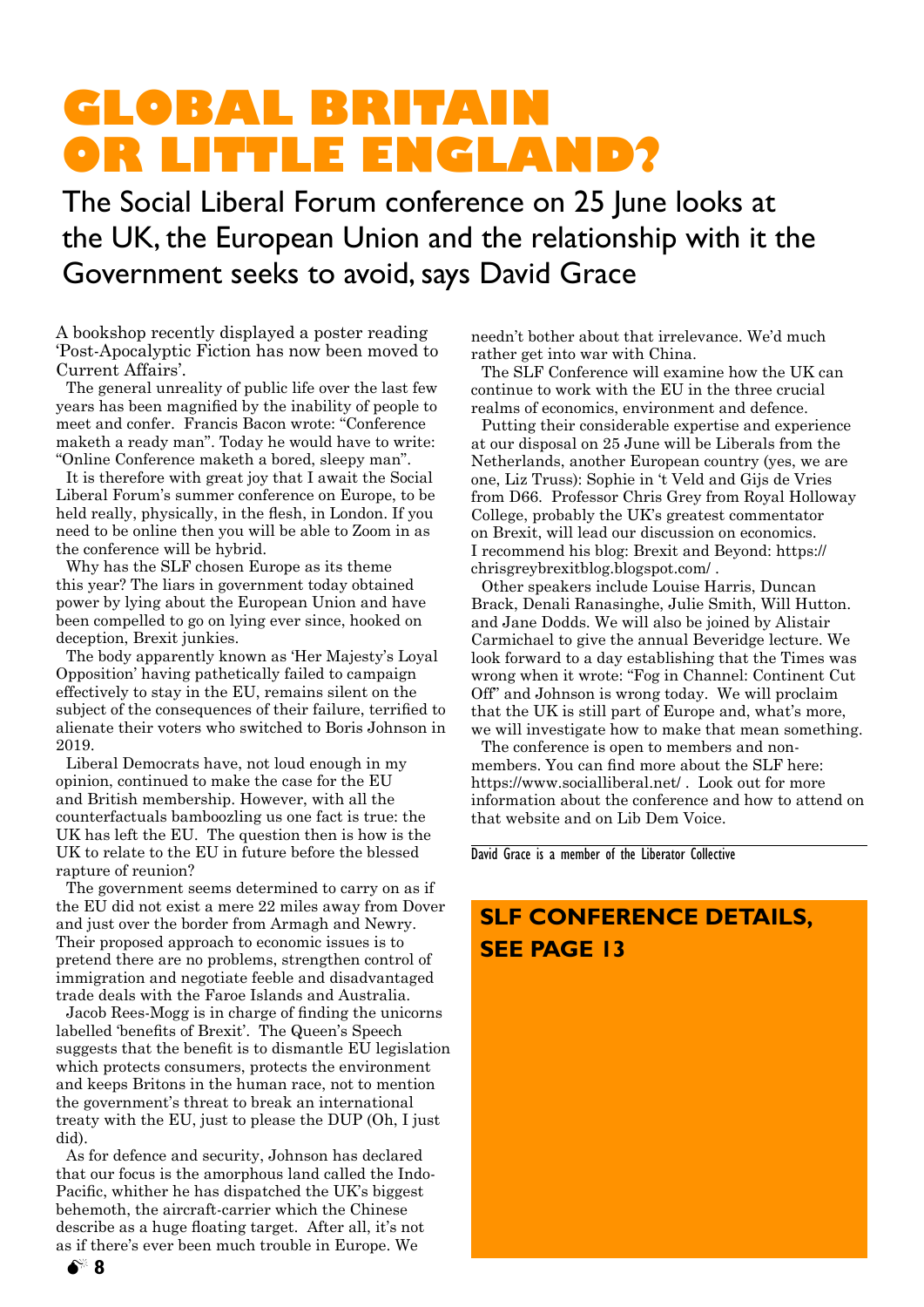# GLOBAL BRITAIN OR LITTLE ENGLAND?

## The Social Liberal Forum conference on 25 June looks at the UK, the European Union and the relationship with it the Government seeks to avoid, says David Grace

A bookshop recently displayed a poster reading 'Post-Apocalyptic Fiction has now been moved to Current Affairs'.

The general unreality of public life over the last few years has been magnified by the inability of people to meet and confer. Francis Bacon wrote: "Conference maketh a ready man". Today he would have to write: "Online Conference maketh a bored, sleepy man".

It is therefore with great joy that I await the Social Liberal Forum's summer conference on Europe, to be held really, physically, in the flesh, in London. If you need to be online then you will be able to Zoom in as the conference will be hybrid.

Why has the SLF chosen Europe as its theme this year? The liars in government today obtained power by lying about the European Union and have been compelled to go on lying ever since, hooked on deception, Brexit junkies.

The body apparently known as 'Her Majesty's Loyal Opposition' having pathetically failed to campaign effectively to stay in the EU, remains silent on the subject of the consequences of their failure, terrified to alienate their voters who switched to Boris Johnson in 2019.

Liberal Democrats have, not loud enough in my opinion, continued to make the case for the EU and British membership. However, with all the counterfactuals bamboozling us one fact is true: the UK has left the EU. The question then is how is the UK to relate to the EU in future before the blessed rapture of reunion?

The government seems determined to carry on as if the EU did not exist a mere 22 miles away from Dover and just over the border from Armagh and Newry. Their proposed approach to economic issues is to pretend there are no problems, strengthen control of immigration and negotiate feeble and disadvantaged trade deals with the Faroe Islands and Australia.

Jacob Rees-Mogg is in charge of finding the unicorns labelled 'benefits of Brexit'. The Queen's Speech suggests that the benefit is to dismantle EU legislation which protects consumers, protects the environment and keeps Britons in the human race, not to mention the government's threat to break an international treaty with the EU, just to please the DUP (Oh, I just did).

As for defence and security, Johnson has declared that our focus is the amorphous land called the Indo-Pacific, whither he has dispatched the UK's biggest behemoth, the aircraft-carrier which the Chinese describe as a huge floating target. After all, it's not as if there's ever been much trouble in Europe. We needn't bother about that irrelevance. We'd much rather get into war with China.

The SLF Conference will examine how the UK can continue to work with the EU in the three crucial realms of economics, environment and defence.

Putting their considerable expertise and experience at our disposal on 25 June will be Liberals from the Netherlands, another European country (yes, we are one, Liz Truss): Sophie in 't Veld and Gijs de Vries from D66. Professor Chris Grey from Royal Holloway College, probably the UK's greatest commentator on Brexit, will lead our discussion on economics. I recommend his blog: Brexit and Beyond: https://chrisgreybrexitblog.blogspot.com/ .

Other speakers include Louise Harris, Duncan Brack, Denali Ranasinghe, Julie Smith, Will Hutton. and Jane Dodds. We will also be joined by Alistair Carmichael to give the annual Beveridge lecture. We look forward to a day establishing that the Times was wrong when it wrote: "Fog in Channel: Continent Cut Off" and Johnson is wrong today. We will proclaim that the UK is still part of Europe and, what's more, we will investigate how to make that mean something.

The conference is open to members and non-members. You can find more about the SLF here: https://www.socialliberal.net/ . Look out for more information about the conference and how to attend on that website and on Lib Dem Voice.

*David Grace is a member of the Liberator Collective*

**SLF CONFERENCE DETAILS, SEE PAGE 13**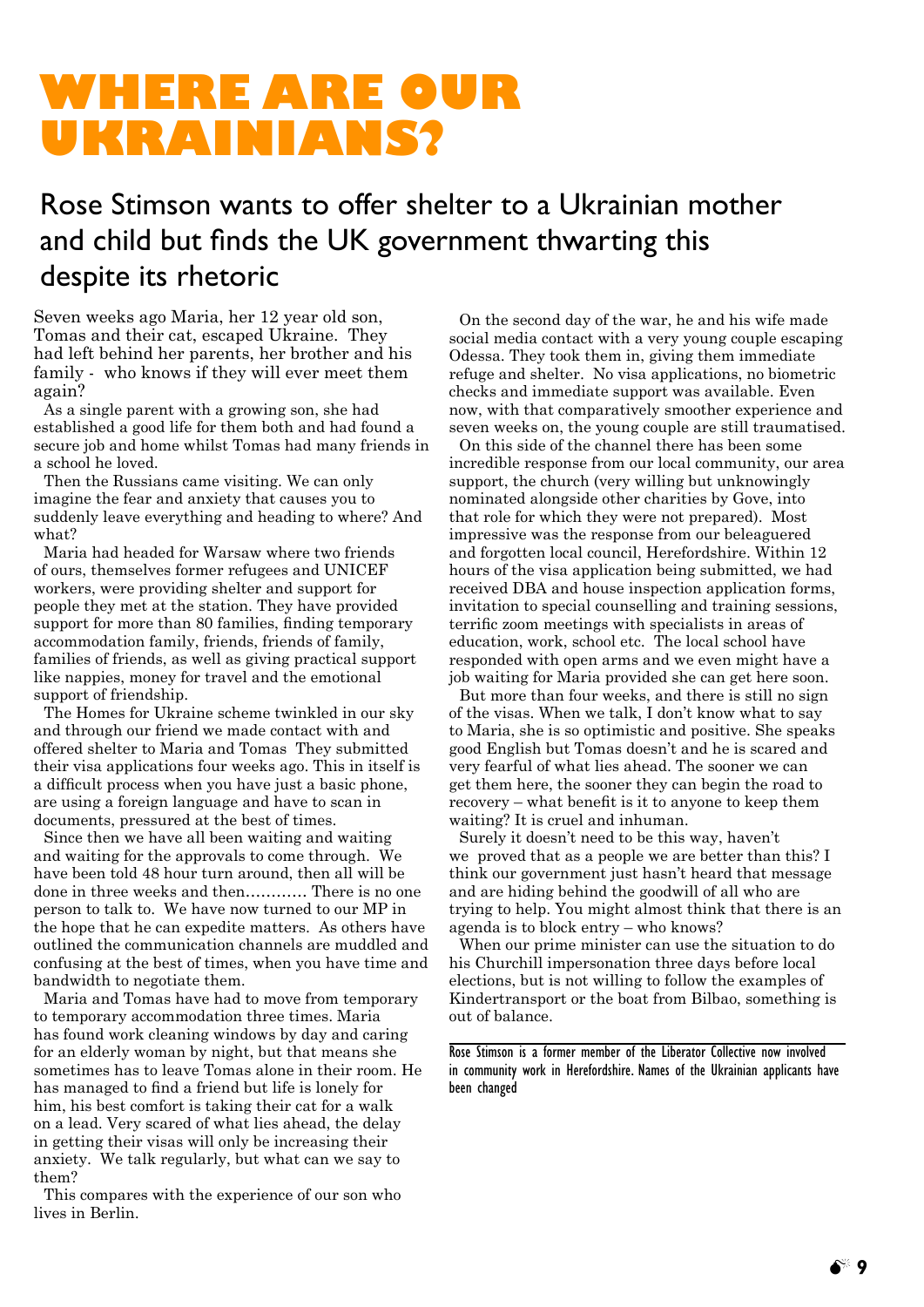# WHERE ARE OUR UKRAINIANS?

## Rose Stimson wants to offer shelter to a Ukrainian mother and child but finds the UK government thwarting this despite its rhetoric

Seven weeks ago Maria, her 12 year old son, Tomas and their cat, escaped Ukraine. They had left behind her parents, her brother and his family - who knows if they will ever meet them again?

As a single parent with a growing son, she had established a good life for them both and had found a secure job and home whilst Tomas had many friends in a school he loved.

Then the Russians came visiting. We can only imagine the fear and anxiety that causes you to suddenly leave everything and heading to where? And what?

Maria had headed for Warsaw where two friends of ours, themselves former refugees and UNICEF workers, were providing shelter and support for people they met at the station. They have provided support for more than 80 families, finding temporary accommodation family, friends, friends of family, families of friends, as well as giving practical support like nappies, money for travel and the emotional support of friendship.

The Homes for Ukraine scheme twinkled in our sky and through our friend we made contact with and offered shelter to Maria and Tomas They submitted their visa applications four weeks ago. This in itself is a difficult process when you have just a basic phone, are using a foreign language and have to scan in documents, pressured at the best of times.

Since then we have all been waiting and waiting and waiting for the approvals to come through. We have been told 48 hour turn around, then all will be done in three weeks and then………… There is no one person to talk to. We have now turned to our MP in the hope that he can expedite matters. As others have outlined the communication channels are muddled and confusing at the best of times, when you have time and bandwidth to negotiate them.

Maria and Tomas have had to move from temporary to temporary accommodation three times. Maria has found work cleaning windows by day and caring for an elderly woman by night, but that means she sometimes has to leave Tomas alone in their room. He has managed to find a friend but life is lonely for him, his best comfort is taking their cat for a walk on a lead. Very scared of what lies ahead, the delay in getting their visas will only be increasing their anxiety. We talk regularly, but what can we say to them?

This compares with the experience of our son who lives in Berlin.

On the second day of the war, he and his wife made social media contact with a very young couple escaping Odessa. They took them in, giving them immediate refuge and shelter. No visa applications, no biometric checks and immediate support was available. Even now, with that comparatively smoother experience and seven weeks on, the young couple are still traumatised.

On this side of the channel there has been some incredible response from our local community, our area support, the church (very willing but unknowingly nominated alongside other charities by Gove, into that role for which they were not prepared). Most impressive was the response from our beleaguered and forgotten local council, Herefordshire. Within 12 hours of the visa application being submitted, we had received DBA and house inspection application forms, invitation to special counselling and training sessions, terrific zoom meetings with specialists in areas of education, work, school etc. The local school have responded with open arms and we even might have a job waiting for Maria provided she can get here soon.

But more than four weeks, and there is still no sign of the visas. When we talk, I don't know what to say to Maria, she is so optimistic and positive. She speaks good English but Tomas doesn't and he is scared and very fearful of what lies ahead. The sooner we can get them here, the sooner they can begin the road to recovery – what benefit is it to anyone to keep them waiting? It is cruel and inhuman.

Surely it doesn't need to be this way, haven't we proved that as a people we are better than this? I think our government just hasn't heard that message and are hiding behind the goodwill of all who are trying to help. You might almost think that there is an agenda is to block entry – who knows?

When our prime minister can use the situation to do his Churchill impersonation three days before local elections, but is not willing to follow the examples of Kindertransport or the boat from Bilbao, something is out of balance.

---

Rose Stimson is a former member of the Liberator Collective now involved in community work in Herefordshire. Names of the Ukrainian applicants have been changed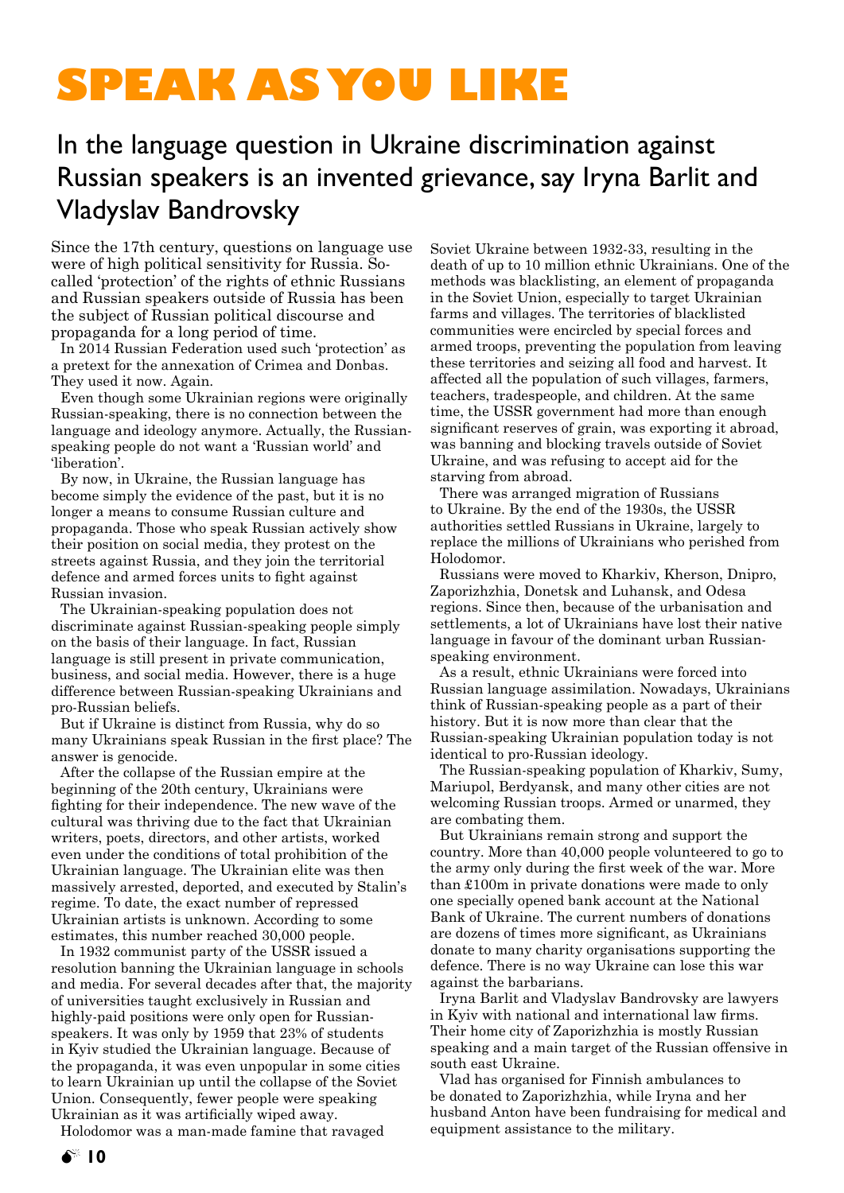# SPEAK AS YOU LIKE

## In the language question in Ukraine discrimination against Russian speakers is an invented grievance, say Iryna Barlit and Vladyslav Bandrovsky

Since the 17th century, questions on language use were of high political sensitivity for Russia. So-called 'protection' of the rights of ethnic Russians and Russian speakers outside of Russia has been the subject of Russian political discourse and propaganda for a long period of time.

In 2014 Russian Federation used such 'protection' as a pretext for the annexation of Crimea and Donbas. They used it now. Again.

Even though some Ukrainian regions were originally Russian-speaking, there is no connection between the language and ideology anymore. Actually, the Russian-speaking people do not want a 'Russian world' and 'liberation'.

By now, in Ukraine, the Russian language has become simply the evidence of the past, but it is no longer a means to consume Russian culture and propaganda. Those who speak Russian actively show their position on social media, they protest on the streets against Russia, and they join the territorial defence and armed forces units to fight against Russian invasion.

The Ukrainian-speaking population does not discriminate against Russian-speaking people simply on the basis of their language. In fact, Russian language is still present in private communication, business, and social media. However, there is a huge difference between Russian-speaking Ukrainians and pro-Russian beliefs.

But if Ukraine is distinct from Russia, why do so many Ukrainians speak Russian in the first place? The answer is genocide.

After the collapse of the Russian empire at the beginning of the 20th century, Ukrainians were fighting for their independence. The new wave of the cultural was thriving due to the fact that Ukrainian writers, poets, directors, and other artists, worked even under the conditions of total prohibition of the Ukrainian language. The Ukrainian elite was then massively arrested, deported, and executed by Stalin's regime. To date, the exact number of repressed Ukrainian artists is unknown. According to some estimates, this number reached 30,000 people.

In 1932 communist party of the USSR issued a resolution banning the Ukrainian language in schools and media. For several decades after that, the majority of universities taught exclusively in Russian and highly-paid positions were only open for Russian-speakers. It was only by 1959 that 23% of students in Kyiv studied the Ukrainian language. Because of the propaganda, it was even unpopular in some cities to learn Ukrainian up until the collapse of the Soviet Union. Consequently, fewer people were speaking Ukrainian as it was artificially wiped away.

Holodomor was a man-made famine that ravaged Soviet Ukraine between 1932-33, resulting in the death of up to 10 million ethnic Ukrainians. One of the methods was blacklisting, an element of propaganda in the Soviet Union, especially to target Ukrainian farms and villages. The territories of blacklisted communities were encircled by special forces and armed troops, preventing the population from leaving these territories and seizing all food and harvest. It affected all the population of such villages, farmers, teachers, tradespeople, and children. At the same time, the USSR government had more than enough significant reserves of grain, was exporting it abroad, was banning and blocking travels outside of Soviet Ukraine, and was refusing to accept aid for the starving from abroad.

There was arranged migration of Russians to Ukraine. By the end of the 1930s, the USSR authorities settled Russians in Ukraine, largely to replace the millions of Ukrainians who perished from Holodomor.

Russians were moved to Kharkiv, Kherson, Dnipro, Zaporizhzhia, Donetsk and Luhansk, and Odesa regions. Since then, because of the urbanisation and settlements, a lot of Ukrainians have lost their native language in favour of the dominant urban Russian-speaking environment.

As a result, ethnic Ukrainians were forced into Russian language assimilation. Nowadays, Ukrainians think of Russian-speaking people as a part of their history. But it is now more than clear that the Russian-speaking Ukrainian population today is not identical to pro-Russian ideology.

The Russian-speaking population of Kharkiv, Sumy, Mariupol, Berdyansk, and many other cities are not welcoming Russian troops. Armed or unarmed, they are combating them.

But Ukrainians remain strong and support the country. More than 40,000 people volunteered to go to the army only during the first week of the war. More than £100m in private donations were made to only one specially opened bank account at the National Bank of Ukraine. The current numbers of donations are dozens of times more significant, as Ukrainians donate to many charity organisations supporting the defence. There is no way Ukraine can lose this war against the barbarians.

Iryna Barlit and Vladyslav Bandrovsky are lawyers in Kyiv with national and international law firms. Their home city of Zaporizhzhia is mostly Russian speaking and a main target of the Russian offensive in south east Ukraine.

Vlad has organised for Finnish ambulances to be donated to Zaporizhzhia, while Iryna and her husband Anton have been fundraising for medical and equipment assistance to the military.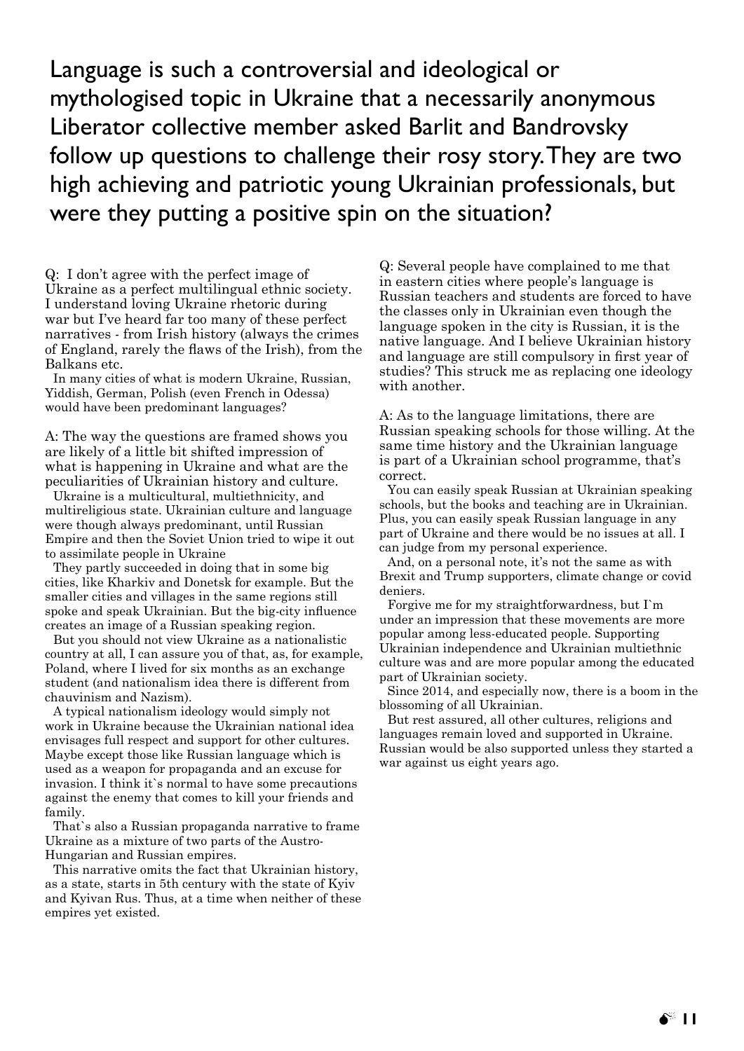Language is such a controversial and ideological or mythologised topic in Ukraine that a necessarily anonymous Liberator collective member asked Barlit and Bandrovsky follow up questions to challenge their rosy story. They are two high achieving and patriotic young Ukrainian professionals, but were they putting a positive spin on the situation?

Q: I don't agree with the perfect image of Ukraine as a perfect multilingual ethnic society. I understand loving Ukraine rhetoric during war but I've heard far too many of these perfect narratives - from Irish history (always the crimes of England, rarely the flaws of the Irish), from the Balkans etc.

In many cities of what is modern Ukraine, Russian, Yiddish, German, Polish (even French in Odessa) would have been predominant languages?

A: The way the questions are framed shows you are likely of a little bit shifted impression of what is happening in Ukraine and what are the peculiarities of Ukrainian history and culture.

Ukraine is a multicultural, multiethnicity, and multireligious state. Ukrainian culture and language were though always predominant, until Russian Empire and then the Soviet Union tried to wipe it out to assimilate people in Ukraine

They partly succeeded in doing that in some big cities, like Kharkiv and Donetsk for example. But the smaller cities and villages in the same regions still spoke and speak Ukrainian. But the big-city influence creates an image of a Russian speaking region.

But you should not view Ukraine as a nationalistic country at all, I can assure you of that, as, for example, Poland, where I lived for six months as an exchange student (and nationalism idea there is different from chauvinism and Nazism).

A typical nationalism ideology would simply not work in Ukraine because the Ukrainian national idea envisages full respect and support for other cultures. Maybe except those like Russian language which is used as a weapon for propaganda and an excuse for invasion. I think it`s normal to have some precautions against the enemy that comes to kill your friends and family.

That`s also a Russian propaganda narrative to frame Ukraine as a mixture of two parts of the Austro-Hungarian and Russian empires.

This narrative omits the fact that Ukrainian history, as a state, starts in 5th century with the state of Kyiv and Kyivan Rus. Thus, at a time when neither of these empires yet existed.

Q: Several people have complained to me that in eastern cities where people's language is Russian teachers and students are forced to have the classes only in Ukrainian even though the language spoken in the city is Russian, it is the native language. And I believe Ukrainian history and language are still compulsory in first year of studies? This struck me as replacing one ideology with another.

A: As to the language limitations, there are Russian speaking schools for those willing. At the same time history and the Ukrainian language is part of a Ukrainian school programme, that's correct.

You can easily speak Russian at Ukrainian speaking schools, but the books and teaching are in Ukrainian. Plus, you can easily speak Russian language in any part of Ukraine and there would be no issues at all. I can judge from my personal experience.

And, on a personal note, it's not the same as with Brexit and Trump supporters, climate change or covid deniers.

Forgive me for my straightforwardness, but I`m under an impression that these movements are more popular among less-educated people. Supporting Ukrainian independence and Ukrainian multiethnic culture was and are more popular among the educated part of Ukrainian society.

Since 2014, and especially now, there is a boom in the blossoming of all Ukrainian.

But rest assured, all other cultures, religions and languages remain loved and supported in Ukraine. Russian would be also supported unless they started a war against us eight years ago.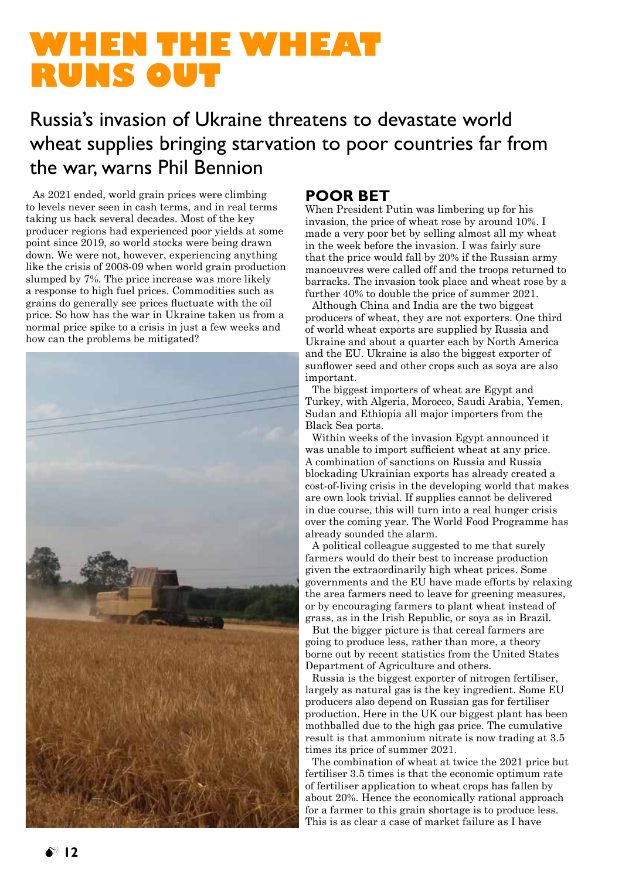# WHEN THE WHEAT RUNS OUT

## Russia's invasion of Ukraine threatens to devastate world wheat supplies bringing starvation to poor countries far from the war, warns Phil Bennion

As 2021 ended, world grain prices were climbing to levels never seen in cash terms, and in real terms taking us back several decades. Most of the key producer regions had experienced poor yields at some point since 2019, so world stocks were being drawn down. We were not, however, experiencing anything like the crisis of 2008-09 when world grain production slumped by 7%. The price increase was more likely a response to high fuel prices. Commodities such as grains do generally see prices fluctuate with the oil price. So how has the war in Ukraine taken us from a normal price spike to a crisis in just a few weeks and how can the problems be mitigated?

### POOR BET

When President Putin was limbering up for his invasion, the price of wheat rose by around 10%. I made a very poor bet by selling almost all my wheat in the week before the invasion. I was fairly sure that the price would fall by 20% if the Russian army manoeuvres were called off and the troops returned to barracks. The invasion took place and wheat rose by a further 40% to double the price of summer 2021.

Although China and India are the two biggest producers of wheat, they are not exporters. One third of world wheat exports are supplied by Russia and Ukraine and about a quarter each by North America and the EU. Ukraine is also the biggest exporter of sunflower seed and other crops such as soya are also important.

The biggest importers of wheat are Egypt and Turkey, with Algeria, Morocco, Saudi Arabia, Yemen, Sudan and Ethiopia all major importers from the Black Sea ports.

Within weeks of the invasion Egypt announced it was unable to import sufficient wheat at any price. A combination of sanctions on Russia and Russia blockading Ukrainian exports has already created a cost-of-living crisis in the developing world that makes are own look trivial. If supplies cannot be delivered in due course, this will turn into a real hunger crisis over the coming year. The World Food Programme has already sounded the alarm.

A political colleague suggested to me that surely farmers would do their best to increase production given the extraordinarily high wheat prices. Some governments and the EU have made efforts by relaxing the area farmers need to leave for greening measures, or by encouraging farmers to plant wheat instead of grass, as in the Irish Republic, or soya as in Brazil.

But the bigger picture is that cereal farmers are going to produce less, rather than more, a theory borne out by recent statistics from the United States Department of Agriculture and others.

Russia is the biggest exporter of nitrogen fertiliser, largely as natural gas is the key ingredient. Some EU producers also depend on Russian gas for fertiliser production. Here in the UK our biggest plant has been mothballed due to the high gas price. The cumulative result is that ammonium nitrate is now trading at 3.5 times its price of summer 2021.

The combination of wheat at twice the 2021 price but fertiliser 3.5 times is that the economic optimum rate of fertiliser application to wheat crops has fallen by about 20%. Hence the economically rational approach for a farmer to this grain shortage is to produce less. This is as clear a case of market failure as I have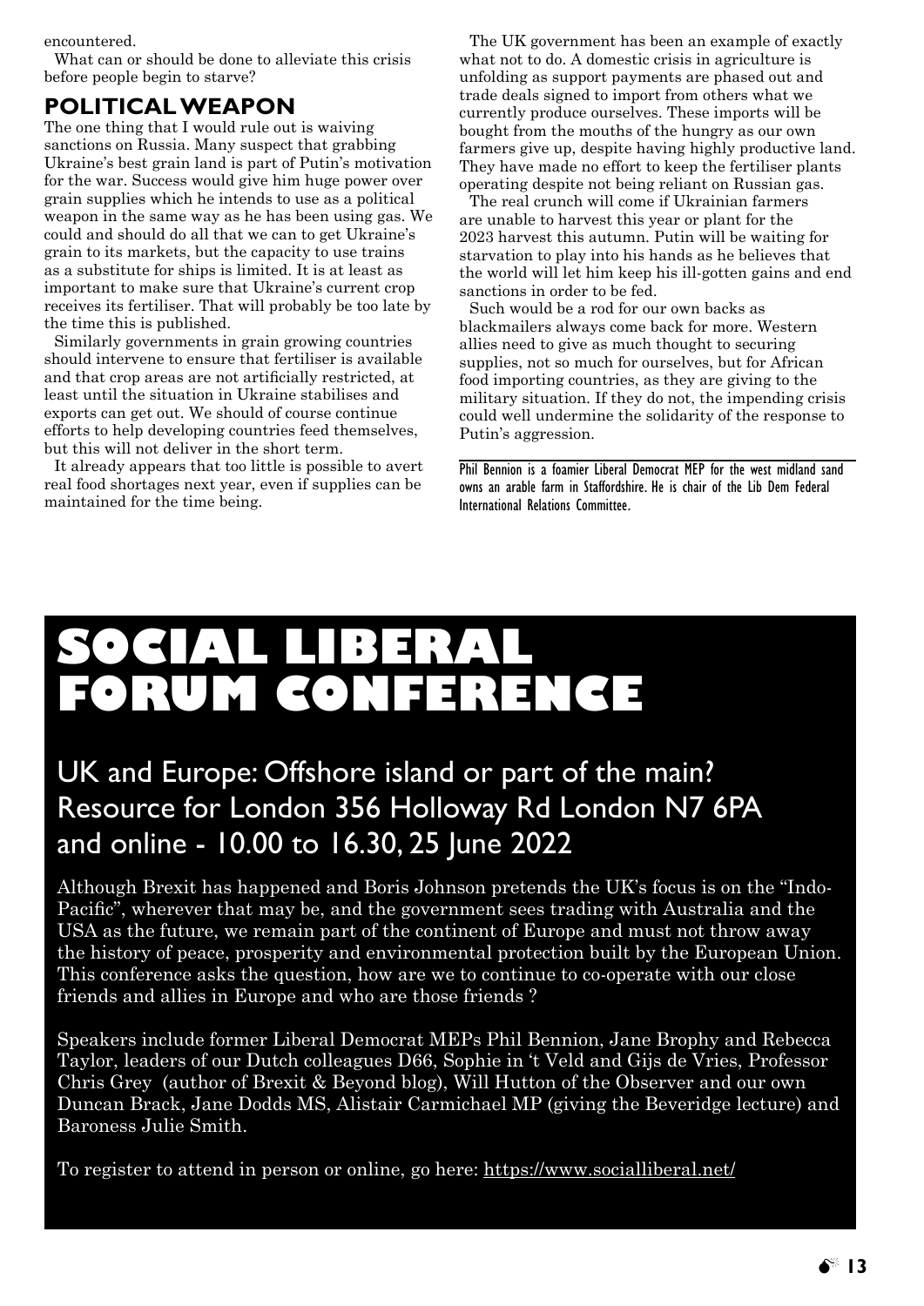encountered.

What can or should be done to alleviate this crisis before people begin to starve?

## POLITICAL WEAPON

The one thing that I would rule out is waiving sanctions on Russia. Many suspect that grabbing Ukraine's best grain land is part of Putin's motivation for the war. Success would give him huge power over grain supplies which he intends to use as a political weapon in the same way as he has been using gas. We could and should do all that we can to get Ukraine's grain to its markets, but the capacity to use trains as a substitute for ships is limited. It is at least as important to make sure that Ukraine's current crop receives its fertiliser. That will probably be too late by the time this is published.

Similarly governments in grain growing countries should intervene to ensure that fertiliser is available and that crop areas are not artificially restricted, at least until the situation in Ukraine stabilises and exports can get out. We should of course continue efforts to help developing countries feed themselves, but this will not deliver in the short term.

It already appears that too little is possible to avert real food shortages next year, even if supplies can be maintained for the time being.

The UK government has been an example of exactly what not to do. A domestic crisis in agriculture is unfolding as support payments are phased out and trade deals signed to import from others what we currently produce ourselves. These imports will be bought from the mouths of the hungry as our own farmers give up, despite having highly productive land. They have made no effort to keep the fertiliser plants operating despite not being reliant on Russian gas.

The real crunch will come if Ukrainian farmers are unable to harvest this year or plant for the 2023 harvest this autumn. Putin will be waiting for starvation to play into his hands as he believes that the world will let him keep his ill-gotten gains and end sanctions in order to be fed.

Such would be a rod for our own backs as blackmailers always come back for more. Western allies need to give as much thought to securing supplies, not so much for ourselves, but for African food importing countries, as they are giving to the military situation. If they do not, the impending crisis could well undermine the solidarity of the response to Putin's aggression.

Phil Bennion is a foamier Liberal Democrat MEP for the west midland sand owns an arable farm in Staffordshire. He is chair of the Lib Dem Federal International Relations Committee.

# SOCIAL LIBERAL FORUM CONFERENCE

## UK and Europe: Offshore island or part of the main? Resource for London 356 Holloway Rd London N7 6PA and online - 10.00 to 16.30, 25 June 2022

Although Brexit has happened and Boris Johnson pretends the UK's focus is on the "Indo-Pacific", wherever that may be, and the government sees trading with Australia and the USA as the future, we remain part of the continent of Europe and must not throw away the history of peace, prosperity and environmental protection built by the European Union. This conference asks the question, how are we to continue to co-operate with our close friends and allies in Europe and who are those friends ?

Speakers include former Liberal Democrat MEPs Phil Bennion, Jane Brophy and Rebecca Taylor, leaders of our Dutch colleagues D66, Sophie in 't Veld and Gijs de Vries, Professor Chris Grey (author of Brexit & Beyond blog), Will Hutton of the Observer and our own Duncan Brack, Jane Dodds MS, Alistair Carmichael MP (giving the Beveridge lecture) and Baroness Julie Smith.

To register to attend in person or online, go here: https://www.socialliberal.net/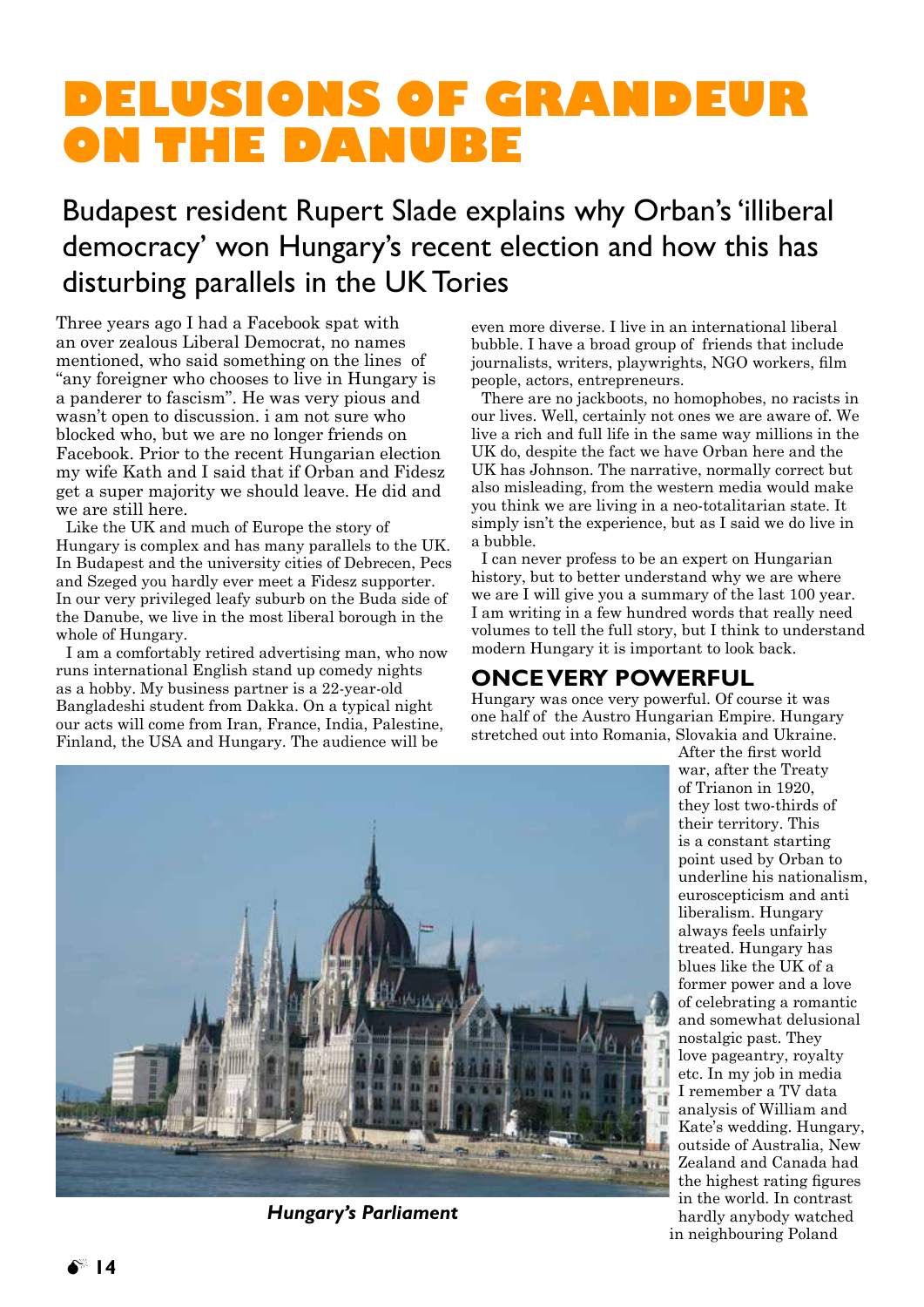# DELUSIONS OF GRANDEUR ON THE DANUBE

## Budapest resident Rupert Slade explains why Orban's 'illiberal democracy' won Hungary's recent election and how this has disturbing parallels in the UK Tories

Three years ago I had a Facebook spat with an over zealous Liberal Democrat, no names mentioned, who said something on the lines of "any foreigner who chooses to live in Hungary is a panderer to fascism". He was very pious and wasn't open to discussion. i am not sure who blocked who, but we are no longer friends on Facebook. Prior to the recent Hungarian election my wife Kath and I said that if Orban and Fidesz get a super majority we should leave. He did and we are still here.

Like the UK and much of Europe the story of Hungary is complex and has many parallels to the UK. In Budapest and the university cities of Debrecen, Pecs and Szeged you hardly ever meet a Fidesz supporter. In our very privileged leafy suburb on the Buda side of the Danube, we live in the most liberal borough in the whole of Hungary.

I am a comfortably retired advertising man, who now runs international English stand up comedy nights as a hobby. My business partner is a 22-year-old Bangladeshi student from Dakka. On a typical night our acts will come from Iran, France, India, Palestine, Finland, the USA and Hungary. The audience will be even more diverse. I live in an international liberal bubble. I have a broad group of friends that include journalists, writers, playwrights, NGO workers, film people, actors, entrepreneurs.

There are no jackboots, no homophobes, no racists in our lives. Well, certainly not ones we are aware of. We live a rich and full life in the same way millions in the UK do, despite the fact we have Orban here and the UK has Johnson. The narrative, normally correct but also misleading, from the western media would make you think we are living in a neo-totalitarian state. It simply isn't the experience, but as I said we do live in a bubble.

I can never profess to be an expert on Hungarian history, but to better understand why we are where we are I will give you a summary of the last 100 year. I am writing in a few hundred words that really need volumes to tell the full story, but I think to understand modern Hungary it is important to look back.

### ONCE VERY POWERFUL

Hungary was once very powerful. Of course it was one half of the Austro Hungarian Empire. Hungary stretched out into Romania, Slovakia and Ukraine. After the first world war, after the Treaty of Trianon in 1920, they lost two-thirds of their territory. This is a constant starting point used by Orban to underline his nationalism, euroscepticism and anti liberalism. Hungary always feels unfairly treated. Hungary has blues like the UK of a former power and a love of celebrating a romantic and somewhat delusional nostalgic past. They love pageantry, royalty etc. In my job in media I remember a TV data analysis of William and Kate's wedding. Hungary, outside of Australia, New Zealand and Canada had the highest rating figures in the world. In contrast hardly anybody watched in neighbouring Poland

*Hungary's Parliament*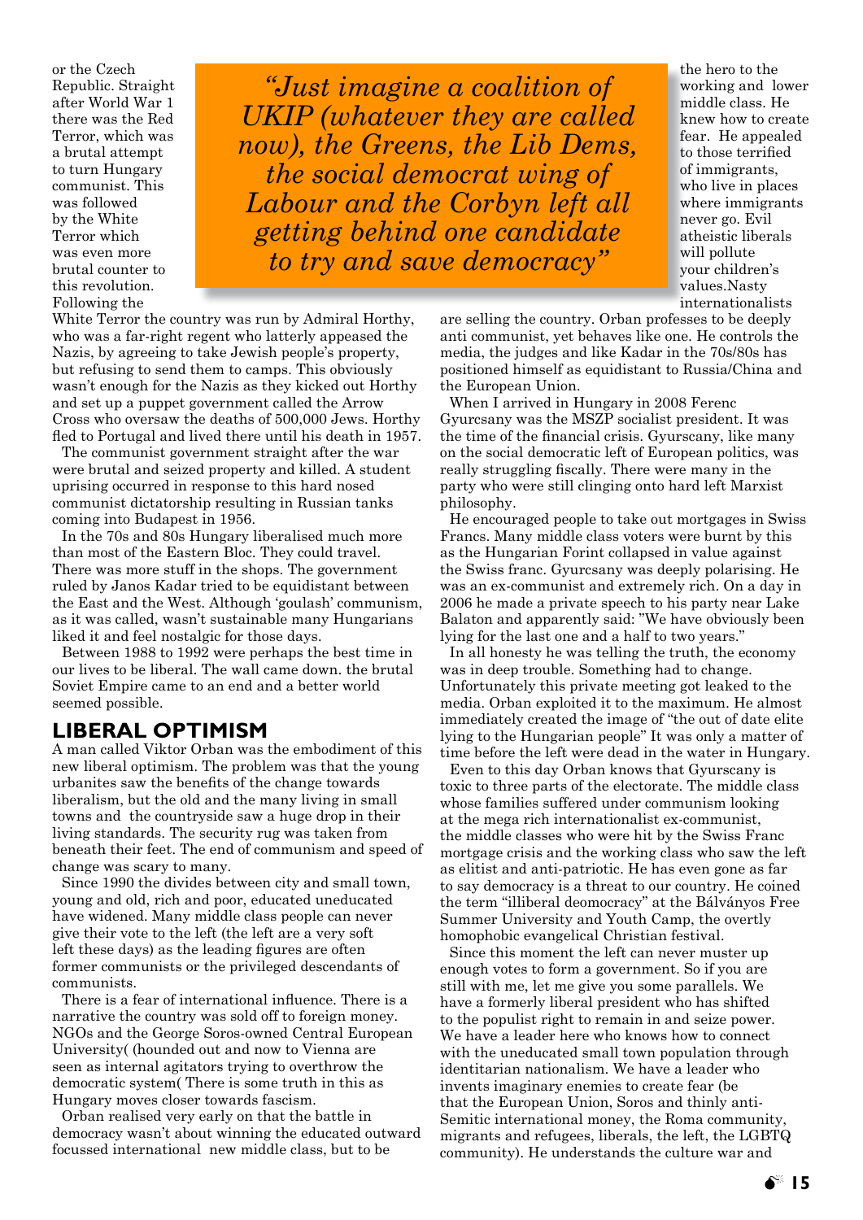or the Czech Republic. Straight after World War 1 there was the Red Terror, which was a brutal attempt to turn Hungary communist. This was followed by the White Terror which was even more brutal counter to this revolution. Following the White Terror the country was run by Admiral Horthy, who was a far-right regent who latterly appeased the Nazis, by agreeing to take Jewish people's property, but refusing to send them to camps. This obviously wasn't enough for the Nazis as they kicked out Horthy and set up a puppet government called the Arrow Cross who oversaw the deaths of 500,000 Jews. Horthy fled to Portugal and lived there until his death in 1957.

The communist government straight after the war were brutal and seized property and killed. A student uprising occurred in response to this hard nosed communist dictatorship resulting in Russian tanks coming into Budapest in 1956.

In the 70s and 80s Hungary liberalised much more than most of the Eastern Bloc. They could travel. There was more stuff in the shops. The government ruled by Janos Kadar tried to be equidistant between the East and the West. Although 'goulash' communism, as it was called, wasn't sustainable many Hungarians liked it and feel nostalgic for those days.

Between 1988 to 1992 were perhaps the best time in our lives to be liberal. The wall came down. the brutal Soviet Empire came to an end and a better world seemed possible.

> *"Just imagine a coalition of UKIP (whatever they are called now), the Greens, the Lib Dems, the social democrat wing of Labour and the Corbyn left all getting behind one candidate to try and save democracy"*

## LIBERAL OPTIMISM

A man called Viktor Orban was the embodiment of this new liberal optimism. The problem was that the young urbanites saw the benefits of the change towards liberalism, but the old and the many living in small towns and the countryside saw a huge drop in their living standards. The security rug was taken from beneath their feet. The end of communism and speed of change was scary to many.

Since 1990 the divides between city and small town, young and old, rich and poor, educated uneducated have widened. Many middle class people can never give their vote to the left (the left are a very soft left these days) as the leading figures are often former communists or the privileged descendants of communists.

There is a fear of international influence. There is a narrative the country was sold off to foreign money. NGOs and the George Soros-owned Central European University( (hounded out and now to Vienna are seen as internal agitators trying to overthrow the democratic system( There is some truth in this as Hungary moves closer towards fascism.

Orban realised very early on that the battle in democracy wasn't about winning the educated outward focussed international new middle class, but to be the hero to the working and lower middle class. He knew how to create fear. He appealed to those terrified of immigrants, who live in places where immigrants never go. Evil atheistic liberals will pollute your children's values.Nasty internationalists are selling the country. Orban professes to be deeply anti communist, yet behaves like one. He controls the media, the judges and like Kadar in the 70s/80s has positioned himself as equidistant to Russia/China and the European Union.

When I arrived in Hungary in 2008 Ferenc Gyurcsany was the MSZP socialist president. It was the time of the financial crisis. Gyurcsany, like many on the social democratic left of European politics, was really struggling fiscally. There were many in the party who were still clinging onto hard left Marxist philosophy.

He encouraged people to take out mortgages in Swiss Francs. Many middle class voters were burnt by this as the Hungarian Forint collapsed in value against the Swiss franc. Gyurcsany was deeply polarising. He was an ex-communist and extremely rich. On a day in 2006 he made a private speech to his party near Lake Balaton and apparently said: "We have obviously been lying for the last one and a half to two years."

In all honesty he was telling the truth, the economy was in deep trouble. Something had to change. Unfortunately this private meeting got leaked to the media. Orban exploited it to the maximum. He almost immediately created the image of "the out of date elite lying to the Hungarian people" It was only a matter of time before the left were dead in the water in Hungary.

Even to this day Orban knows that Gyurscany is toxic to three parts of the electorate. The middle class whose families suffered under communism looking at the mega rich internationalist ex-communist, the middle classes who were hit by the Swiss Franc mortgage crisis and the working class who saw the left as elitist and anti-patriotic. He has even gone as far to say democracy is a threat to our country. He coined the term "illiberal deomocracy" at the Bálványos Free Summer University and Youth Camp, the overtly homophobic evangelical Christian festival.

Since this moment the left can never muster up enough votes to form a government. So if you are still with me, let me give you some parallels. We have a formerly liberal president who has shifted to the populist right to remain in and seize power. We have a leader here who knows how to connect with the uneducated small town population through identitarian nationalism. We have a leader who invents imaginary enemies to create fear (be that the European Union, Soros and thinly anti-Semitic international money, the Roma community, migrants and refugees, liberals, the left, the LGBTQ community). He understands the culture war and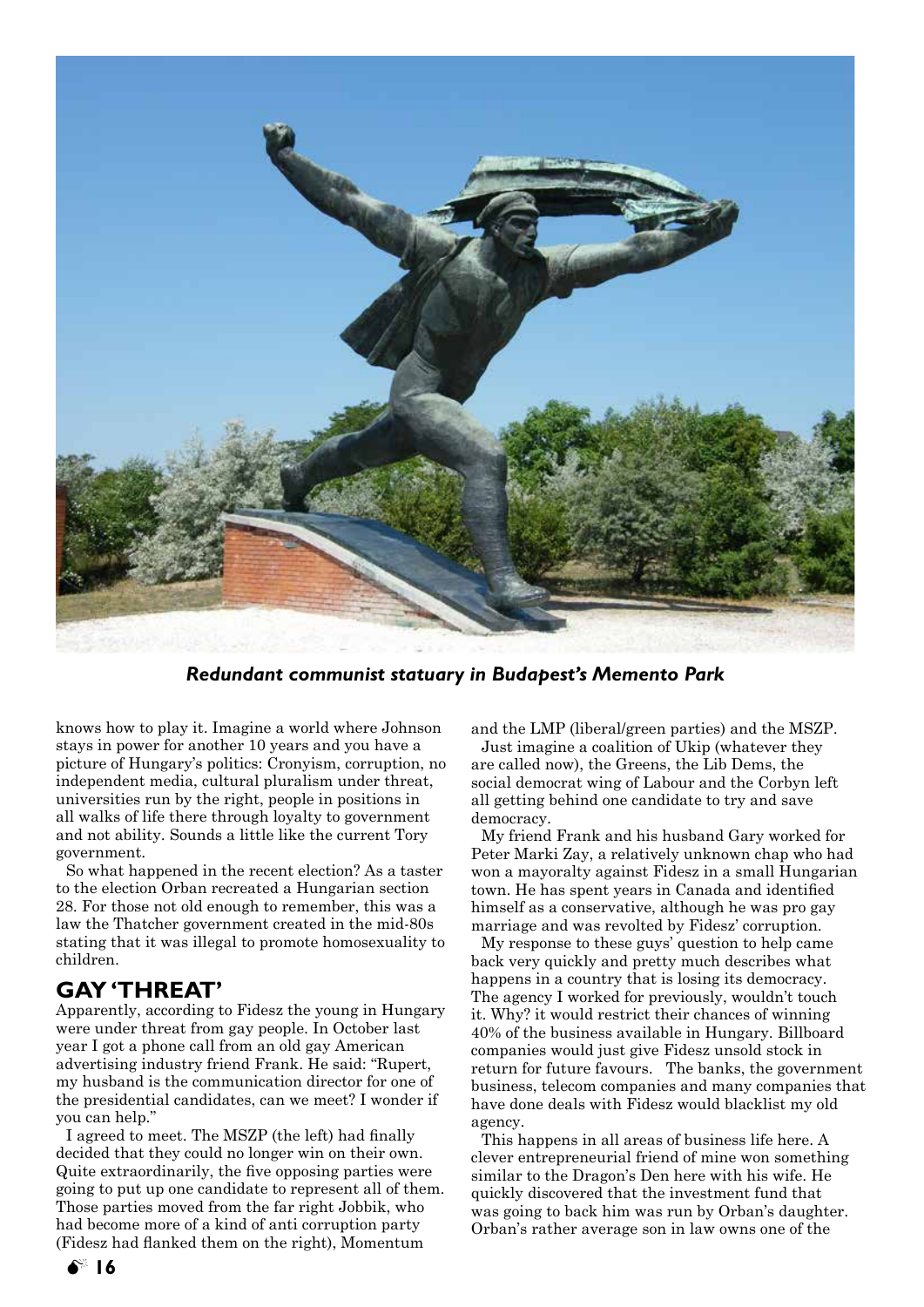*Redundant communist statuary in Budapest's Memento Park*

knows how to play it. Imagine a world where Johnson stays in power for another 10 years and you have a picture of Hungary's politics: Cronyism, corruption, no independent media, cultural pluralism under threat, universities run by the right, people in positions in all walks of life there through loyalty to government and not ability. Sounds a little like the current Tory government.

So what happened in the recent election? As a taster to the election Orban recreated a Hungarian section 28. For those not old enough to remember, this was a law the Thatcher government created in the mid-80s stating that it was illegal to promote homosexuality to children.

## GAY 'THREAT'

Apparently, according to Fidesz the young in Hungary were under threat from gay people. In October last year I got a phone call from an old gay American advertising industry friend Frank. He said: "Rupert, my husband is the communication director for one of the presidential candidates, can we meet? I wonder if you can help."

I agreed to meet. The MSZP (the left) had finally decided that they could no longer win on their own. Quite extraordinarily, the five opposing parties were going to put up one candidate to represent all of them. Those parties moved from the far right Jobbik, who had become more of a kind of anti corruption party (Fidesz had flanked them on the right), Momentum and the LMP (liberal/green parties) and the MSZP.

Just imagine a coalition of Ukip (whatever they are called now), the Greens, the Lib Dems, the social democrat wing of Labour and the Corbyn left all getting behind one candidate to try and save democracy.

My friend Frank and his husband Gary worked for Peter Marki Zay, a relatively unknown chap who had won a mayoralty against Fidesz in a small Hungarian town. He has spent years in Canada and identified himself as a conservative, although he was pro gay marriage and was revolted by Fidesz' corruption.

My response to these guys' question to help came back very quickly and pretty much describes what happens in a country that is losing its democracy. The agency I worked for previously, wouldn't touch it. Why? it would restrict their chances of winning 40% of the business available in Hungary. Billboard companies would just give Fidesz unsold stock in return for future favours. The banks, the government business, telecom companies and many companies that have done deals with Fidesz would blacklist my old agency.

This happens in all areas of business life here. A clever entrepreneurial friend of mine won something similar to the Dragon's Den here with his wife. He quickly discovered that the investment fund that was going to back him was run by Orban's daughter. Orban's rather average son in law owns one of the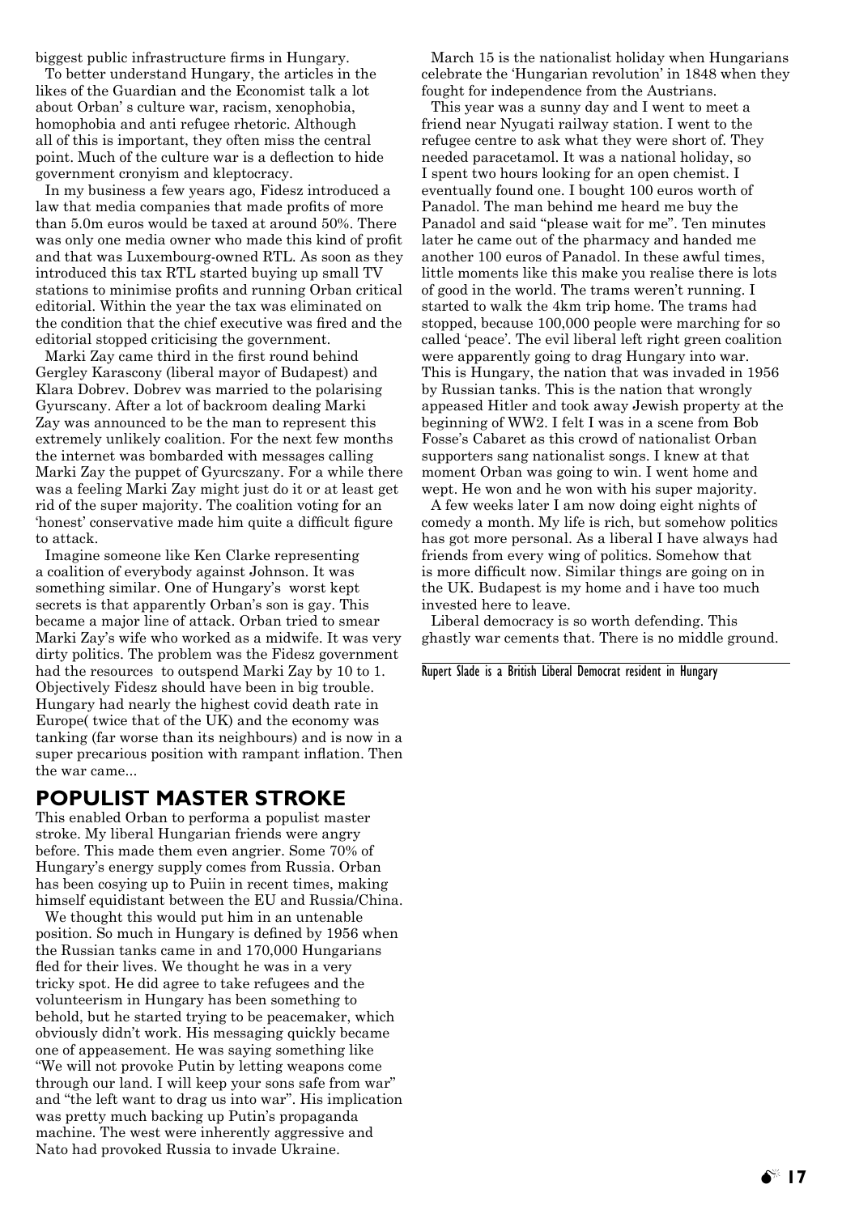biggest public infrastructure firms in Hungary.

To better understand Hungary, the articles in the likes of the Guardian and the Economist talk a lot about Orban' s culture war, racism, xenophobia, homophobia and anti refugee rhetoric. Although all of this is important, they often miss the central point. Much of the culture war is a deflection to hide government cronyism and kleptocracy.

In my business a few years ago, Fidesz introduced a law that media companies that made profits of more than 5.0m euros would be taxed at around 50%. There was only one media owner who made this kind of profit and that was Luxembourg-owned RTL. As soon as they introduced this tax RTL started buying up small TV stations to minimise profits and running Orban critical editorial. Within the year the tax was eliminated on the condition that the chief executive was fired and the editorial stopped criticising the government.

Marki Zay came third in the first round behind Gergley Karascony (liberal mayor of Budapest) and Klara Dobrev. Dobrev was married to the polarising Gyurscany. After a lot of backroom dealing Marki Zay was announced to be the man to represent this extremely unlikely coalition. For the next few months the internet was bombarded with messages calling Marki Zay the puppet of Gyurcszany. For a while there was a feeling Marki Zay might just do it or at least get rid of the super majority. The coalition voting for an 'honest' conservative made him quite a difficult figure to attack.

Imagine someone like Ken Clarke representing a coalition of everybody against Johnson. It was something similar. One of Hungary's worst kept secrets is that apparently Orban's son is gay. This became a major line of attack. Orban tried to smear Marki Zay's wife who worked as a midwife. It was very dirty politics. The problem was the Fidesz government had the resources to outspend Marki Zay by 10 to 1. Objectively Fidesz should have been in big trouble. Hungary had nearly the highest covid death rate in Europe( twice that of the UK) and the economy was tanking (far worse than its neighbours) and is now in a super precarious position with rampant inflation. Then the war came...

## POPULIST MASTER STROKE

This enabled Orban to performa a populist master stroke. My liberal Hungarian friends were angry before. This made them even angrier. Some 70% of Hungary's energy supply comes from Russia. Orban has been cosying up to Puiin in recent times, making himself equidistant between the EU and Russia/China.

We thought this would put him in an untenable position. So much in Hungary is defined by 1956 when the Russian tanks came in and 170,000 Hungarians fled for their lives. We thought he was in a very tricky spot. He did agree to take refugees and the volunteerism in Hungary has been something to behold, but he started trying to be peacemaker, which obviously didn't work. His messaging quickly became one of appeasement. He was saying something like "We will not provoke Putin by letting weapons come through our land. I will keep your sons safe from war" and "the left want to drag us into war". His implication was pretty much backing up Putin's propaganda machine. The west were inherently aggressive and Nato had provoked Russia to invade Ukraine.

March 15 is the nationalist holiday when Hungarians celebrate the 'Hungarian revolution' in 1848 when they fought for independence from the Austrians.

This year was a sunny day and I went to meet a friend near Nyugati railway station. I went to the refugee centre to ask what they were short of. They needed paracetamol. It was a national holiday, so I spent two hours looking for an open chemist. I eventually found one. I bought 100 euros worth of Panadol. The man behind me heard me buy the Panadol and said "please wait for me". Ten minutes later he came out of the pharmacy and handed me another 100 euros of Panadol. In these awful times, little moments like this make you realise there is lots of good in the world. The trams weren't running. I started to walk the 4km trip home. The trams had stopped, because 100,000 people were marching for so called 'peace'. The evil liberal left right green coalition were apparently going to drag Hungary into war. This is Hungary, the nation that was invaded in 1956 by Russian tanks. This is the nation that wrongly appeased Hitler and took away Jewish property at the beginning of WW2. I felt I was in a scene from Bob Fosse's Cabaret as this crowd of nationalist Orban supporters sang nationalist songs. I knew at that moment Orban was going to win. I went home and wept. He won and he won with his super majority.

A few weeks later I am now doing eight nights of comedy a month. My life is rich, but somehow politics has got more personal. As a liberal I have always had friends from every wing of politics. Somehow that is more difficult now. Similar things are going on in the UK. Budapest is my home and i have too much invested here to leave.

Liberal democracy is so worth defending. This ghastly war cements that. There is no middle ground.

---

Rupert Slade is a British Liberal Democrat resident in Hungary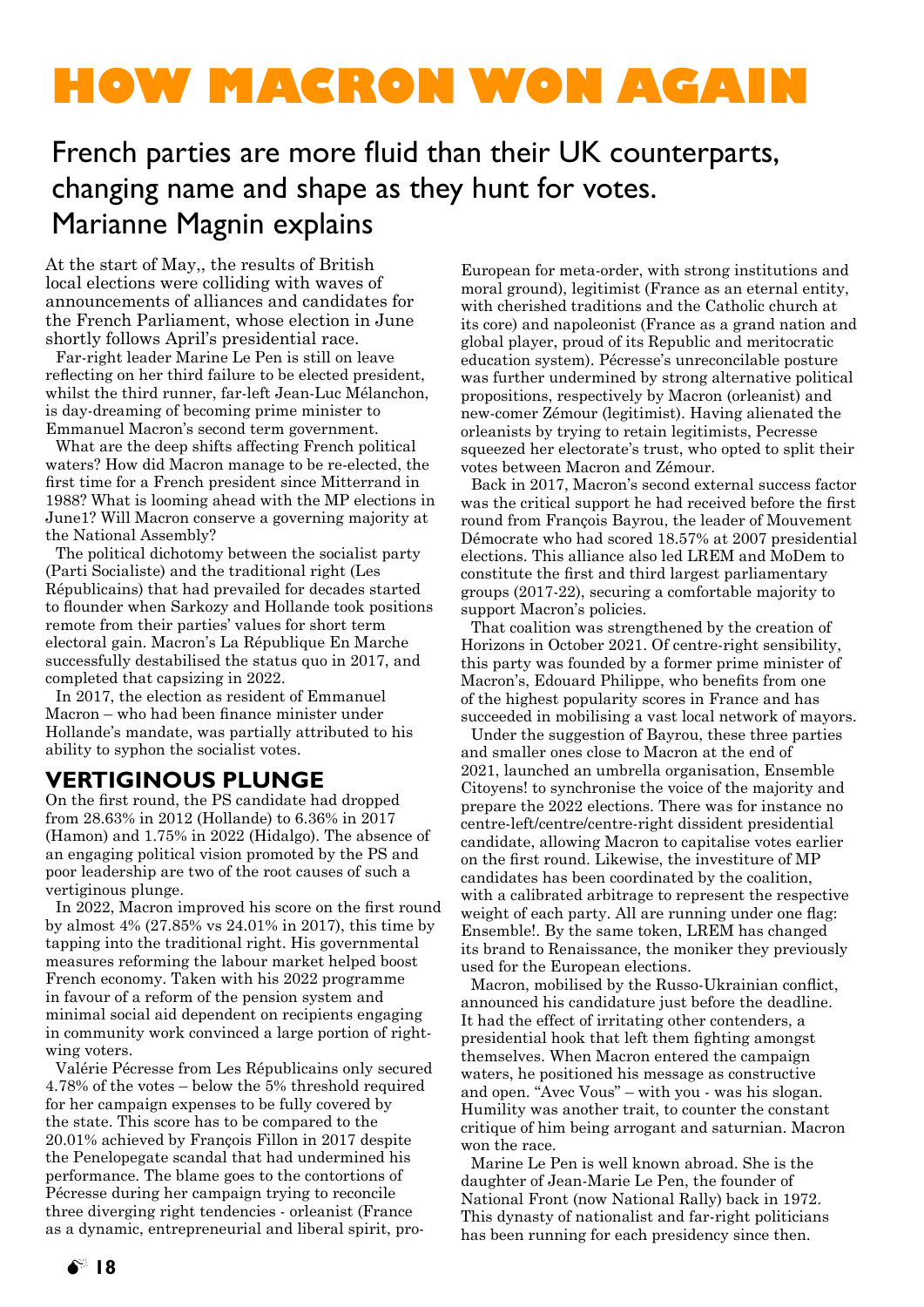# HOW MACRON WON AGAIN

## French parties are more fluid than their UK counterparts, changing name and shape as they hunt for votes. Marianne Magnin explains

At the start of May,, the results of British local elections were colliding with waves of announcements of alliances and candidates for the French Parliament, whose election in June shortly follows April's presidential race.

Far-right leader Marine Le Pen is still on leave reflecting on her third failure to be elected president, whilst the third runner, far-left Jean-Luc Mélanchon, is day-dreaming of becoming prime minister to Emmanuel Macron's second term government.

What are the deep shifts affecting French political waters? How did Macron manage to be re-elected, the first time for a French president since Mitterrand in 1988? What is looming ahead with the MP elections in June1? Will Macron conserve a governing majority at the National Assembly?

The political dichotomy between the socialist party (Parti Socialiste) and the traditional right (Les Républicains) that had prevailed for decades started to flounder when Sarkozy and Hollande took positions remote from their parties' values for short term electoral gain. Macron's La République En Marche successfully destabilised the status quo in 2017, and completed that capsizing in 2022.

In 2017, the election as resident of Emmanuel Macron – who had been finance minister under Hollande's mandate, was partially attributed to his ability to syphon the socialist votes.

### VERTIGINOUS PLUNGE

On the first round, the PS candidate had dropped from 28.63% in 2012 (Hollande) to 6.36% in 2017 (Hamon) and 1.75% in 2022 (Hidalgo). The absence of an engaging political vision promoted by the PS and poor leadership are two of the root causes of such a vertiginous plunge.

In 2022, Macron improved his score on the first round by almost 4% (27.85% vs 24.01% in 2017), this time by tapping into the traditional right. His governmental measures reforming the labour market helped boost French economy. Taken with his 2022 programme in favour of a reform of the pension system and minimal social aid dependent on recipients engaging in community work convinced a large portion of right-wing voters.

Valérie Pécresse from Les Républicains only secured 4.78% of the votes – below the 5% threshold required for her campaign expenses to be fully covered by the state. This score has to be compared to the 20.01% achieved by François Fillon in 2017 despite the Penelopegate scandal that had undermined his performance. The blame goes to the contortions of Pécresse during her campaign trying to reconcile three diverging right tendencies - orleanist (France as a dynamic, entrepreneurial and liberal spirit, pro-European for meta-order, with strong institutions and moral ground), legitimist (France as an eternal entity, with cherished traditions and the Catholic church at its core) and napoleonist (France as a grand nation and global player, proud of its Republic and meritocratic education system). Pécresse's unreconcilable posture was further undermined by strong alternative political propositions, respectively by Macron (orleanist) and new-comer Zémour (legitimist). Having alienated the orleanists by trying to retain legitimists, Pecresse squeezed her electorate's trust, who opted to split their votes between Macron and Zémour.

Back in 2017, Macron's second external success factor was the critical support he had received before the first round from François Bayrou, the leader of Mouvement Démocrate who had scored 18.57% at 2007 presidential elections. This alliance also led LREM and MoDem to constitute the first and third largest parliamentary groups (2017-22), securing a comfortable majority to support Macron's policies.

That coalition was strengthened by the creation of Horizons in October 2021. Of centre-right sensibility, this party was founded by a former prime minister of Macron's, Edouard Philippe, who benefits from one of the highest popularity scores in France and has succeeded in mobilising a vast local network of mayors.

Under the suggestion of Bayrou, these three parties and smaller ones close to Macron at the end of 2021, launched an umbrella organisation, Ensemble Citoyens! to synchronise the voice of the majority and prepare the 2022 elections. There was for instance no centre-left/centre/centre-right dissident presidential candidate, allowing Macron to capitalise votes earlier on the first round. Likewise, the investiture of MP candidates has been coordinated by the coalition, with a calibrated arbitrage to represent the respective weight of each party. All are running under one flag: Ensemble!. By the same token, LREM has changed its brand to Renaissance, the moniker they previously used for the European elections.

Macron, mobilised by the Russo-Ukrainian conflict, announced his candidature just before the deadline. It had the effect of irritating other contenders, a presidential hook that left them fighting amongst themselves. When Macron entered the campaign waters, he positioned his message as constructive and open. "Avec Vous" – with you - was his slogan. Humility was another trait, to counter the constant critique of him being arrogant and saturnian. Macron won the race.

Marine Le Pen is well known abroad. She is the daughter of Jean-Marie Le Pen, the founder of National Front (now National Rally) back in 1972. This dynasty of nationalist and far-right politicians has been running for each presidency since then.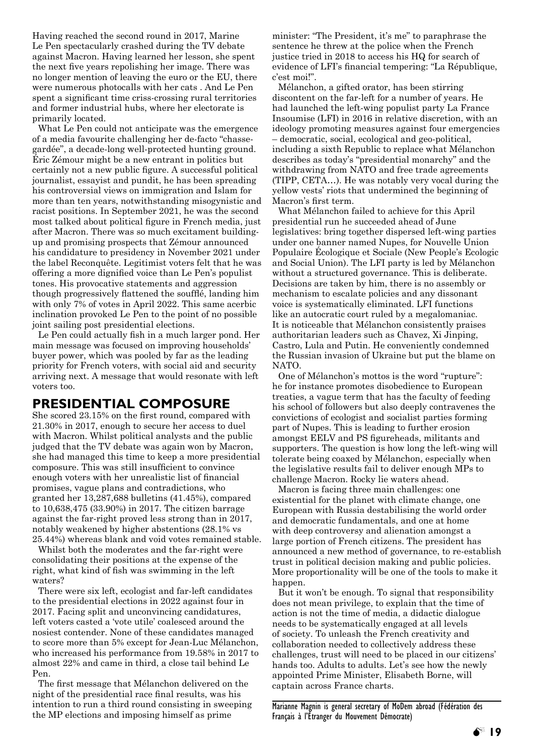Having reached the second round in 2017, Marine Le Pen spectacularly crashed during the TV debate against Macron. Having learned her lesson, she spent the next five years repolishing her image. There was no longer mention of leaving the euro or the EU, there were numerous photocalls with her cats . And Le Pen spent a significant time criss-crossing rural territories and former industrial hubs, where her electorate is primarily located.

What Le Pen could not anticipate was the emergence of a media favourite challenging her de-facto "chasse-gardée", a decade-long well-protected hunting ground. Éric Zémour might be a new entrant in politics but certainly not a new public figure. A successful political journalist, essayist and pundit, he has been spreading his controversial views on immigration and Islam for more than ten years, notwithstanding misogynistic and racist positions. In September 2021, he was the second most talked about political figure in French media, just after Macron. There was so much excitement building-up and promising prospects that Zémour announced his candidature to presidency in November 2021 under the label Reconquête. Legitimist voters felt that he was offering a more dignified voice than Le Pen's populist tones. His provocative statements and aggression though progressively flattened the soufflé, landing him with only 7% of votes in April 2022. This same acerbic inclination provoked Le Pen to the point of no possible joint sailing post presidential elections.

Le Pen could actually fish in a much larger pond. Her main message was focused on improving households' buyer power, which was pooled by far as the leading priority for French voters, with social aid and security arriving next. A message that would resonate with left voters too.

## PRESIDENTIAL COMPOSURE

She scored 23.15% on the first round, compared with 21.30% in 2017, enough to secure her access to duel with Macron. Whilst political analysts and the public judged that the TV debate was again won by Macron, she had managed this time to keep a more presidential composure. This was still insufficient to convince enough voters with her unrealistic list of financial promises, vague plans and contradictions, who granted her 13,287,688 bulletins (41.45%), compared to 10,638,475 (33.90%) in 2017. The citizen barrage against the far-right proved less strong than in 2017, notably weakened by higher abstentions (28.1% vs 25.44%) whereas blank and void votes remained stable.

Whilst both the moderates and the far-right were consolidating their positions at the expense of the right, what kind of fish was swimming in the left waters?

There were six left, ecologist and far-left candidates to the presidential elections in 2022 against four in 2017. Facing split and unconvincing candidatures, left voters casted a 'vote utile' coalesced around the nosiest contender. None of these candidates managed to score more than 5% except for Jean-Luc Mélanchon, who increased his performance from 19.58% in 2017 to almost 22% and came in third, a close tail behind Le Pen.

The first message that Mélanchon delivered on the night of the presidential race final results, was his intention to run a third round consisting in sweeping the MP elections and imposing himself as prime minister: "The President, it's me" to paraphrase the sentence he threw at the police when the French justice tried in 2018 to access his HQ for search of evidence of LFI's financial tempering: "La République, c'est moi!".

Mélanchon, a gifted orator, has been stirring discontent on the far-left for a number of years. He had launched the left-wing populist party La France Insoumise (LFI) in 2016 in relative discretion, with an ideology promoting measures against four emergencies – democratic, social, ecological and geo-political, including a sixth Republic to replace what Mélanchon describes as today's "presidential monarchy" and the withdrawing from NATO and free trade agreements (TIPP, CETA…). He was notably very vocal during the yellow vests' riots that undermined the beginning of Macron's first term.

What Mélanchon failed to achieve for this April presidential run he succeeded ahead of June legislatives: bring together dispersed left-wing parties under one banner named Nupes, for Nouvelle Union Populaire Écologique et Sociale (New People's Ecologic and Social Union). The LFI party is led by Mélanchon without a structured governance. This is deliberate. Decisions are taken by him, there is no assembly or mechanism to escalate policies and any dissonant voice is systematically eliminated. LFI functions like an autocratic court ruled by a megalomaniac. It is noticeable that Mélanchon consistently praises authoritarian leaders such as Chavez, Xi Jinping, Castro, Lula and Putin. He conveniently condemned the Russian invasion of Ukraine but put the blame on NATO.

One of Mélanchon's mottos is the word "rupture": he for instance promotes disobedience to European treaties, a vague term that has the faculty of feeding his school of followers but also deeply contravenes the convictions of ecologist and socialist parties forming part of Nupes. This is leading to further erosion amongst EELV and PS figureheads, militants and supporters. The question is how long the left-wing will tolerate being coaxed by Mélanchon, especially when the legislative results fail to deliver enough MPs to challenge Macron. Rocky lie waters ahead.

Macron is facing three main challenges: one existential for the planet with climate change, one European with Russia destabilising the world order and democratic fundamentals, and one at home with deep controversy and alienation amongst a large portion of French citizens. The president has announced a new method of governance, to re-establish trust in political decision making and public policies. More proportionality will be one of the tools to make it happen.

But it won't be enough. To signal that responsibility does not mean privilege, to explain that the time of action is not the time of media, a didactic dialogue needs to be systematically engaged at all levels of society. To unleash the French creativity and collaboration needed to collectively address these challenges, trust will need to be placed in our citizens' hands too. Adults to adults. Let's see how the newly appointed Prime Minister, Elisabeth Borne, will captain across France charts.

Marianne Magnin is general secretary of MoDem abroad (Fédération des Français à l'Étranger du Mouvement Démocrate)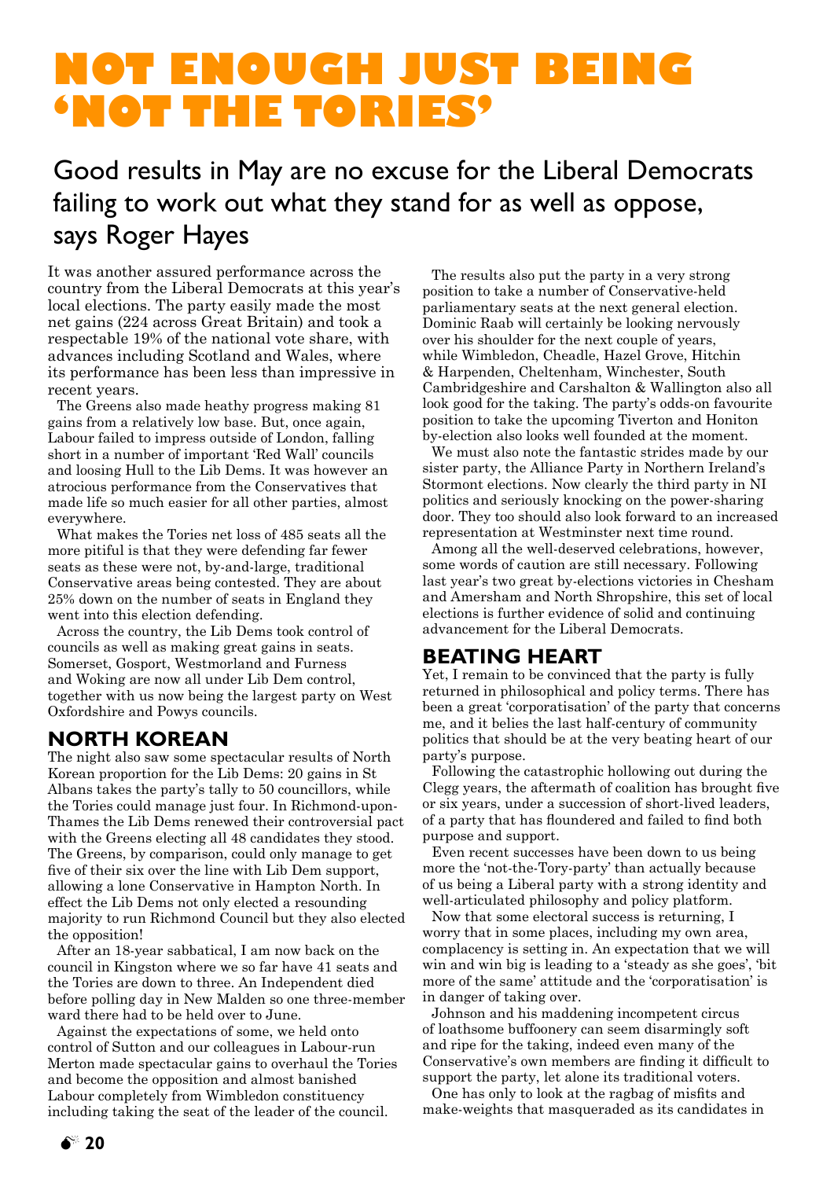# NOT ENOUGH JUST BEING 'NOT THE TORIES'

## Good results in May are no excuse for the Liberal Democrats failing to work out what they stand for as well as oppose, says Roger Hayes

It was another assured performance across the country from the Liberal Democrats at this year's local elections. The party easily made the most net gains (224 across Great Britain) and took a respectable 19% of the national vote share, with advances including Scotland and Wales, where its performance has been less than impressive in recent years.

The Greens also made heathy progress making 81 gains from a relatively low base. But, once again, Labour failed to impress outside of London, falling short in a number of important 'Red Wall' councils and loosing Hull to the Lib Dems. It was however an atrocious performance from the Conservatives that made life so much easier for all other parties, almost everywhere.

What makes the Tories net loss of 485 seats all the more pitiful is that they were defending far fewer seats as these were not, by-and-large, traditional Conservative areas being contested. They are about 25% down on the number of seats in England they went into this election defending.

Across the country, the Lib Dems took control of councils as well as making great gains in seats. Somerset, Gosport, Westmorland and Furness and Woking are now all under Lib Dem control, together with us now being the largest party on West Oxfordshire and Powys councils.

### NORTH KOREAN

The night also saw some spectacular results of North Korean proportion for the Lib Dems: 20 gains in St Albans takes the party's tally to 50 councillors, while the Tories could manage just four. In Richmond-upon-Thames the Lib Dems renewed their controversial pact with the Greens electing all 48 candidates they stood. The Greens, by comparison, could only manage to get five of their six over the line with Lib Dem support, allowing a lone Conservative in Hampton North. In effect the Lib Dems not only elected a resounding majority to run Richmond Council but they also elected the opposition!

After an 18-year sabbatical, I am now back on the council in Kingston where we so far have 41 seats and the Tories are down to three. An Independent died before polling day in New Malden so one three-member ward there had to be held over to June.

Against the expectations of some, we held onto control of Sutton and our colleagues in Labour-run Merton made spectacular gains to overhaul the Tories and become the opposition and almost banished Labour completely from Wimbledon constituency including taking the seat of the leader of the council.

The results also put the party in a very strong position to take a number of Conservative-held parliamentary seats at the next general election. Dominic Raab will certainly be looking nervously over his shoulder for the next couple of years, while Wimbledon, Cheadle, Hazel Grove, Hitchin & Harpenden, Cheltenham, Winchester, South Cambridgeshire and Carshalton & Wallington also all look good for the taking. The party's odds-on favourite position to take the upcoming Tiverton and Honiton by-election also looks well founded at the moment.

We must also note the fantastic strides made by our sister party, the Alliance Party in Northern Ireland's Stormont elections. Now clearly the third party in NI politics and seriously knocking on the power-sharing door. They too should also look forward to an increased representation at Westminster next time round.

Among all the well-deserved celebrations, however, some words of caution are still necessary. Following last year's two great by-elections victories in Chesham and Amersham and North Shropshire, this set of local elections is further evidence of solid and continuing advancement for the Liberal Democrats.

### BEATING HEART

Yet, I remain to be convinced that the party is fully returned in philosophical and policy terms. There has been a great 'corporatisation' of the party that concerns me, and it belies the last half-century of community politics that should be at the very beating heart of our party's purpose.

Following the catastrophic hollowing out during the Clegg years, the aftermath of coalition has brought five or six years, under a succession of short-lived leaders, of a party that has floundered and failed to find both purpose and support.

Even recent successes have been down to us being more the 'not-the-Tory-party' than actually because of us being a Liberal party with a strong identity and well-articulated philosophy and policy platform.

Now that some electoral success is returning, I worry that in some places, including my own area, complacency is setting in. An expectation that we will win and win big is leading to a 'steady as she goes', 'bit more of the same' attitude and the 'corporatisation' is in danger of taking over.

Johnson and his maddening incompetent circus of loathsome buffoonery can seem disarmingly soft and ripe for the taking, indeed even many of the Conservative's own members are finding it difficult to support the party, let alone its traditional voters.

One has only to look at the ragbag of misfits and make-weights that masqueraded as its candidates in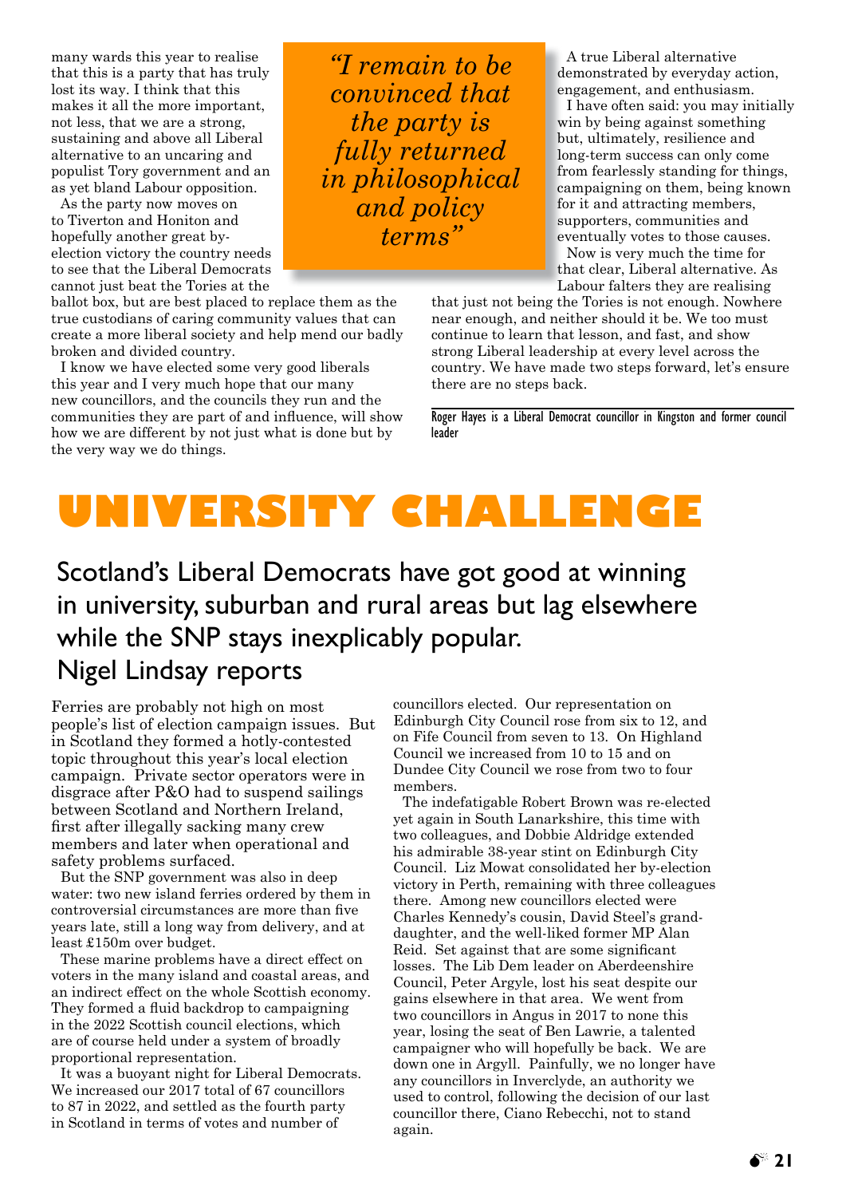many wards this year to realise that this is a party that has truly lost its way. I think that this makes it all the more important, not less, that we are a strong, sustaining and above all Liberal alternative to an uncaring and populist Tory government and an as yet bland Labour opposition.

As the party now moves on to Tiverton and Honiton and hopefully another great by-election victory the country needs to see that the Liberal Democrats cannot just beat the Tories at the ballot box, but are best placed to replace them as the true custodians of caring community values that can create a more liberal society and help mend our badly broken and divided country.

I know we have elected some very good liberals this year and I very much hope that our many new councillors, and the councils they run and the communities they are part of and influence, will show how we are different by not just what is done but by the very way we do things.

*"I remain to be convinced that the party is fully returned in philosophical and policy terms"*

A true Liberal alternative demonstrated by everyday action, engagement, and enthusiasm.

I have often said: you may initially win by being against something but, ultimately, resilience and long-term success can only come from fearlessly standing for things, campaigning on them, being known for it and attracting members, supporters, communities and eventually votes to those causes.

Now is very much the time for that clear, Liberal alternative. As Labour falters they are realising that just not being the Tories is not enough. Nowhere near enough, and neither should it be. We too must continue to learn that lesson, and fast, and show strong Liberal leadership at every level across the country. We have made two steps forward, let's ensure there are no steps back.

*Roger Hayes is a Liberal Democrat councillor in Kingston and former council leader*

# UNIVERSITY CHALLENGE

## Scotland's Liberal Democrats have got good at winning in university, suburban and rural areas but lag elsewhere while the SNP stays inexplicably popular. Nigel Lindsay reports

Ferries are probably not high on most people's list of election campaign issues. But in Scotland they formed a hotly-contested topic throughout this year's local election campaign. Private sector operators were in disgrace after P&O had to suspend sailings between Scotland and Northern Ireland, first after illegally sacking many crew members and later when operational and safety problems surfaced.

But the SNP government was also in deep water: two new island ferries ordered by them in controversial circumstances are more than five years late, still a long way from delivery, and at least £150m over budget.

These marine problems have a direct effect on voters in the many island and coastal areas, and an indirect effect on the whole Scottish economy. They formed a fluid backdrop to campaigning in the 2022 Scottish council elections, which are of course held under a system of broadly proportional representation.

It was a buoyant night for Liberal Democrats. We increased our 2017 total of 67 councillors to 87 in 2022, and settled as the fourth party in Scotland in terms of votes and number of councillors elected. Our representation on Edinburgh City Council rose from six to 12, and on Fife Council from seven to 13. On Highland Council we increased from 10 to 15 and on Dundee City Council we rose from two to four members.

The indefatigable Robert Brown was re-elected yet again in South Lanarkshire, this time with two colleagues, and Dobbie Aldridge extended his admirable 38-year stint on Edinburgh City Council. Liz Mowat consolidated her by-election victory in Perth, remaining with three colleagues there. Among new councillors elected were Charles Kennedy's cousin, David Steel's grand-daughter, and the well-liked former MP Alan Reid. Set against that are some significant losses. The Lib Dem leader on Aberdeenshire Council, Peter Argyle, lost his seat despite our gains elsewhere in that area. We went from two councillors in Angus in 2017 to none this year, losing the seat of Ben Lawrie, a talented campaigner who will hopefully be back. We are down one in Argyll. Painfully, we no longer have any councillors in Inverclyde, an authority we used to control, following the decision of our last councillor there, Ciano Rebecchi, not to stand again.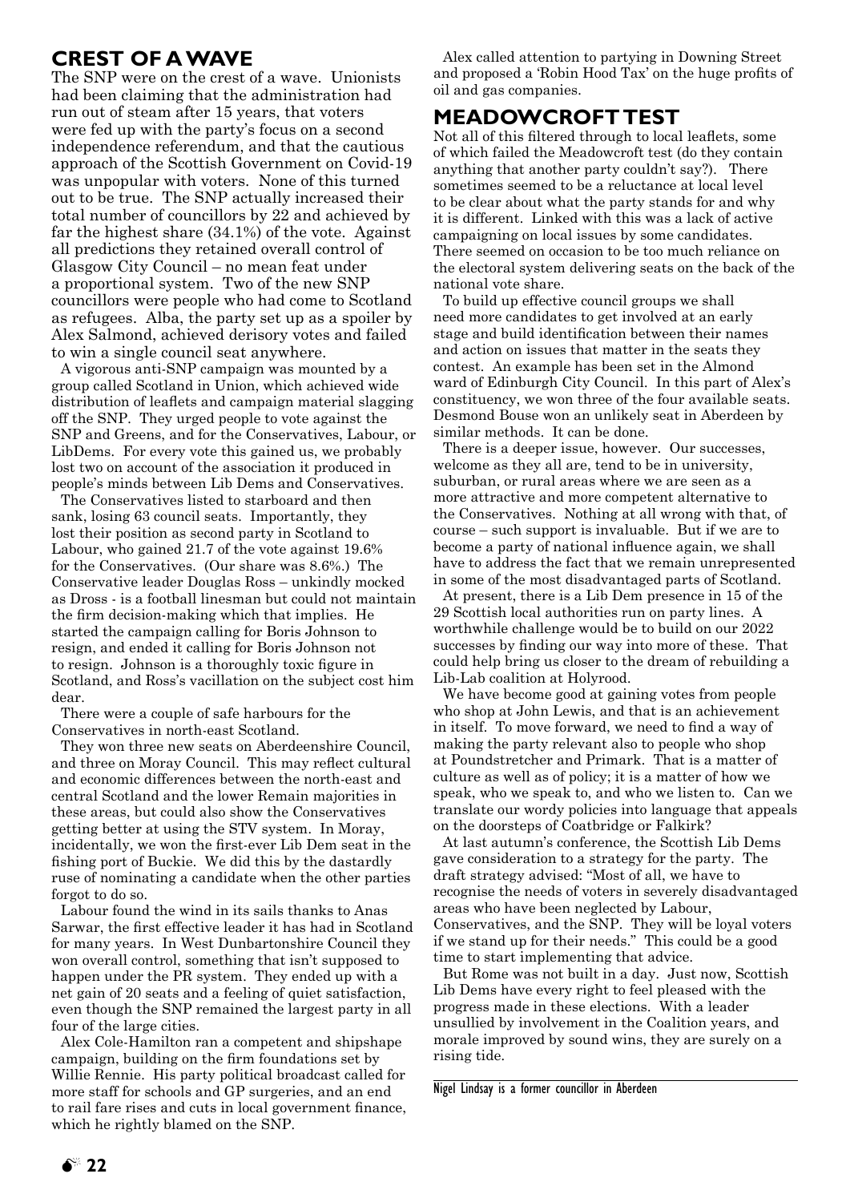## CREST OF A WAVE

The SNP were on the crest of a wave. Unionists had been claiming that the administration had run out of steam after 15 years, that voters were fed up with the party's focus on a second independence referendum, and that the cautious approach of the Scottish Government on Covid-19 was unpopular with voters. None of this turned out to be true. The SNP actually increased their total number of councillors by 22 and achieved by far the highest share (34.1%) of the vote. Against all predictions they retained overall control of Glasgow City Council – no mean feat under a proportional system. Two of the new SNP councillors were people who had come to Scotland as refugees. Alba, the party set up as a spoiler by Alex Salmond, achieved derisory votes and failed to win a single council seat anywhere.

A vigorous anti-SNP campaign was mounted by a group called Scotland in Union, which achieved wide distribution of leaflets and campaign material slagging off the SNP. They urged people to vote against the SNP and Greens, and for the Conservatives, Labour, or LibDems. For every vote this gained us, we probably lost two on account of the association it produced in people's minds between Lib Dems and Conservatives.

The Conservatives listed to starboard and then sank, losing 63 council seats. Importantly, they lost their position as second party in Scotland to Labour, who gained 21.7 of the vote against 19.6% for the Conservatives. (Our share was 8.6%.) The Conservative leader Douglas Ross – unkindly mocked as Dross - is a football linesman but could not maintain the firm decision-making which that implies. He started the campaign calling for Boris Johnson to resign, and ended it calling for Boris Johnson not to resign. Johnson is a thoroughly toxic figure in Scotland, and Ross's vacillation on the subject cost him dear.

There were a couple of safe harbours for the Conservatives in north-east Scotland.

They won three new seats on Aberdeenshire Council, and three on Moray Council. This may reflect cultural and economic differences between the north-east and central Scotland and the lower Remain majorities in these areas, but could also show the Conservatives getting better at using the STV system. In Moray, incidentally, we won the first-ever Lib Dem seat in the fishing port of Buckie. We did this by the dastardly ruse of nominating a candidate when the other parties forgot to do so.

Labour found the wind in its sails thanks to Anas Sarwar, the first effective leader it has had in Scotland for many years. In West Dunbartonshire Council they won overall control, something that isn't supposed to happen under the PR system. They ended up with a net gain of 20 seats and a feeling of quiet satisfaction, even though the SNP remained the largest party in all four of the large cities.

Alex Cole-Hamilton ran a competent and shipshape campaign, building on the firm foundations set by Willie Rennie. His party political broadcast called for more staff for schools and GP surgeries, and an end to rail fare rises and cuts in local government finance, which he rightly blamed on the SNP.

Alex called attention to partying in Downing Street and proposed a 'Robin Hood Tax' on the huge profits of oil and gas companies.

## MEADOWCROFT TEST

Not all of this filtered through to local leaflets, some of which failed the Meadowcroft test (do they contain anything that another party couldn't say?). There sometimes seemed to be a reluctance at local level to be clear about what the party stands for and why it is different. Linked with this was a lack of active campaigning on local issues by some candidates. There seemed on occasion to be too much reliance on the electoral system delivering seats on the back of the national vote share.

To build up effective council groups we shall need more candidates to get involved at an early stage and build identification between their names and action on issues that matter in the seats they contest. An example has been set in the Almond ward of Edinburgh City Council. In this part of Alex's constituency, we won three of the four available seats. Desmond Bouse won an unlikely seat in Aberdeen by similar methods. It can be done.

There is a deeper issue, however. Our successes, welcome as they all are, tend to be in university, suburban, or rural areas where we are seen as a more attractive and more competent alternative to the Conservatives. Nothing at all wrong with that, of course – such support is invaluable. But if we are to become a party of national influence again, we shall have to address the fact that we remain unrepresented in some of the most disadvantaged parts of Scotland.

At present, there is a Lib Dem presence in 15 of the 29 Scottish local authorities run on party lines. A worthwhile challenge would be to build on our 2022 successes by finding our way into more of these. That could help bring us closer to the dream of rebuilding a Lib-Lab coalition at Holyrood.

We have become good at gaining votes from people who shop at John Lewis, and that is an achievement in itself. To move forward, we need to find a way of making the party relevant also to people who shop at Poundstretcher and Primark. That is a matter of culture as well as of policy; it is a matter of how we speak, who we speak to, and who we listen to. Can we translate our wordy policies into language that appeals on the doorsteps of Coatbridge or Falkirk?

At last autumn's conference, the Scottish Lib Dems gave consideration to a strategy for the party. The draft strategy advised: "Most of all, we have to recognise the needs of voters in severely disadvantaged areas who have been neglected by Labour, Conservatives, and the SNP. They will be loyal voters if we stand up for their needs." This could be a good time to start implementing that advice.

But Rome was not built in a day. Just now, Scottish Lib Dems have every right to feel pleased with the progress made in these elections. With a leader unsullied by involvement in the Coalition years, and morale improved by sound wins, they are surely on a rising tide.

---

Nigel Lindsay is a former councillor in Aberdeen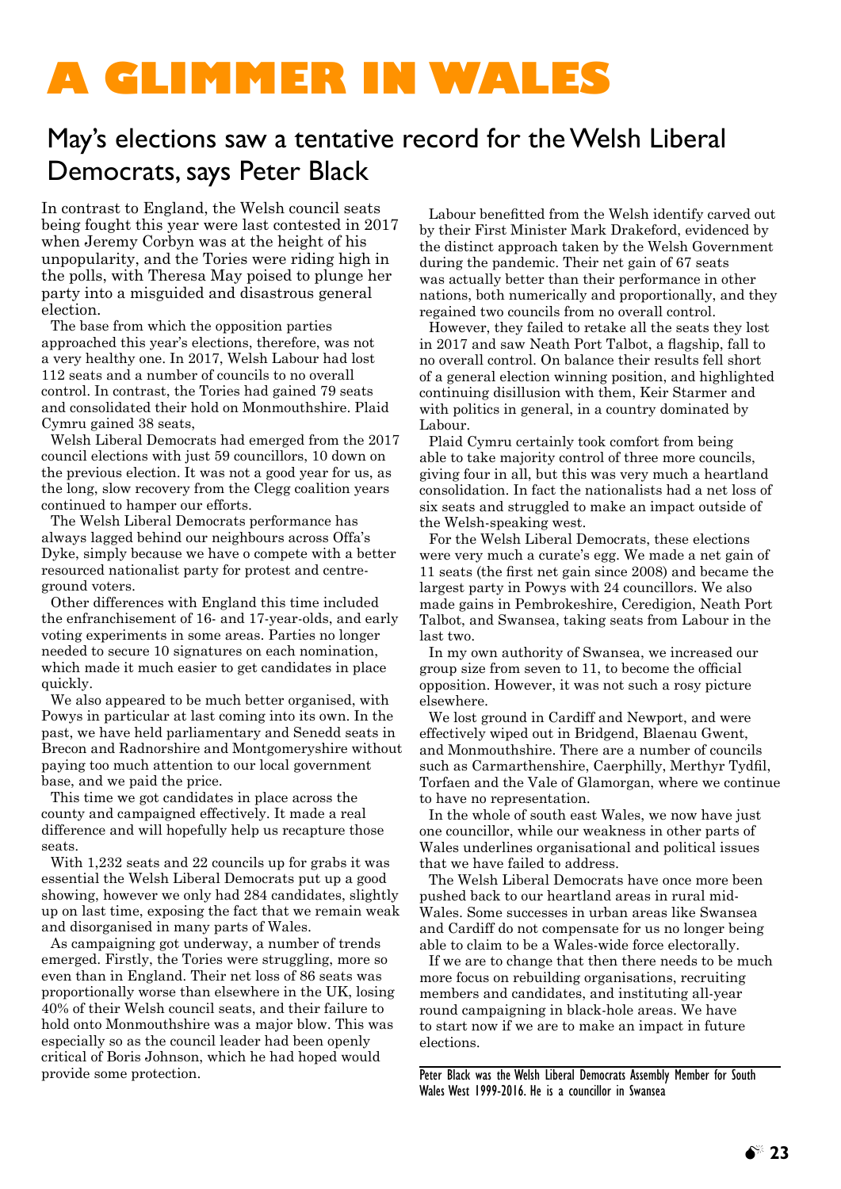# A GLIMMER IN WALES

## May's elections saw a tentative record for the Welsh Liberal Democrats, says Peter Black

In contrast to England, the Welsh council seats being fought this year were last contested in 2017 when Jeremy Corbyn was at the height of his unpopularity, and the Tories were riding high in the polls, with Theresa May poised to plunge her party into a misguided and disastrous general election.

The base from which the opposition parties approached this year's elections, therefore, was not a very healthy one. In 2017, Welsh Labour had lost 112 seats and a number of councils to no overall control. In contrast, the Tories had gained 79 seats and consolidated their hold on Monmouthshire. Plaid Cymru gained 38 seats,

Welsh Liberal Democrats had emerged from the 2017 council elections with just 59 councillors, 10 down on the previous election. It was not a good year for us, as the long, slow recovery from the Clegg coalition years continued to hamper our efforts.

The Welsh Liberal Democrats performance has always lagged behind our neighbours across Offa's Dyke, simply because we have o compete with a better resourced nationalist party for protest and centre-ground voters.

Other differences with England this time included the enfranchisement of 16- and 17-year-olds, and early voting experiments in some areas. Parties no longer needed to secure 10 signatures on each nomination, which made it much easier to get candidates in place quickly.

We also appeared to be much better organised, with Powys in particular at last coming into its own. In the past, we have held parliamentary and Senedd seats in Brecon and Radnorshire and Montgomeryshire without paying too much attention to our local government base, and we paid the price.

This time we got candidates in place across the county and campaigned effectively. It made a real difference and will hopefully help us recapture those seats.

With 1,232 seats and 22 councils up for grabs it was essential the Welsh Liberal Democrats put up a good showing, however we only had 284 candidates, slightly up on last time, exposing the fact that we remain weak and disorganised in many parts of Wales.

As campaigning got underway, a number of trends emerged. Firstly, the Tories were struggling, more so even than in England. Their net loss of 86 seats was proportionally worse than elsewhere in the UK, losing 40% of their Welsh council seats, and their failure to hold onto Monmouthshire was a major blow. This was especially so as the council leader had been openly critical of Boris Johnson, which he had hoped would provide some protection.

Labour benefitted from the Welsh identify carved out by their First Minister Mark Drakeford, evidenced by the distinct approach taken by the Welsh Government during the pandemic. Their net gain of 67 seats was actually better than their performance in other nations, both numerically and proportionally, and they regained two councils from no overall control.

However, they failed to retake all the seats they lost in 2017 and saw Neath Port Talbot, a flagship, fall to no overall control. On balance their results fell short of a general election winning position, and highlighted continuing disillusion with them, Keir Starmer and with politics in general, in a country dominated by Labour.

Plaid Cymru certainly took comfort from being able to take majority control of three more councils, giving four in all, but this was very much a heartland consolidation. In fact the nationalists had a net loss of six seats and struggled to make an impact outside of the Welsh-speaking west.

For the Welsh Liberal Democrats, these elections were very much a curate's egg. We made a net gain of 11 seats (the first net gain since 2008) and became the largest party in Powys with 24 councillors. We also made gains in Pembrokeshire, Ceredigion, Neath Port Talbot, and Swansea, taking seats from Labour in the last two.

In my own authority of Swansea, we increased our group size from seven to 11, to become the official opposition. However, it was not such a rosy picture elsewhere.

We lost ground in Cardiff and Newport, and were effectively wiped out in Bridgend, Blaenau Gwent, and Monmouthshire. There are a number of councils such as Carmarthenshire, Caerphilly, Merthyr Tydfil, Torfaen and the Vale of Glamorgan, where we continue to have no representation.

In the whole of south east Wales, we now have just one councillor, while our weakness in other parts of Wales underlines organisational and political issues that we have failed to address.

The Welsh Liberal Democrats have once more been pushed back to our heartland areas in rural mid-Wales. Some successes in urban areas like Swansea and Cardiff do not compensate for us no longer being able to claim to be a Wales-wide force electorally.

If we are to change that then there needs to be much more focus on rebuilding organisations, recruiting members and candidates, and instituting all-year round campaigning in black-hole areas. We have to start now if we are to make an impact in future elections.

*Peter Black was the Welsh Liberal Democrats Assembly Member for South Wales West 1999-2016. He is a councillor in Swansea*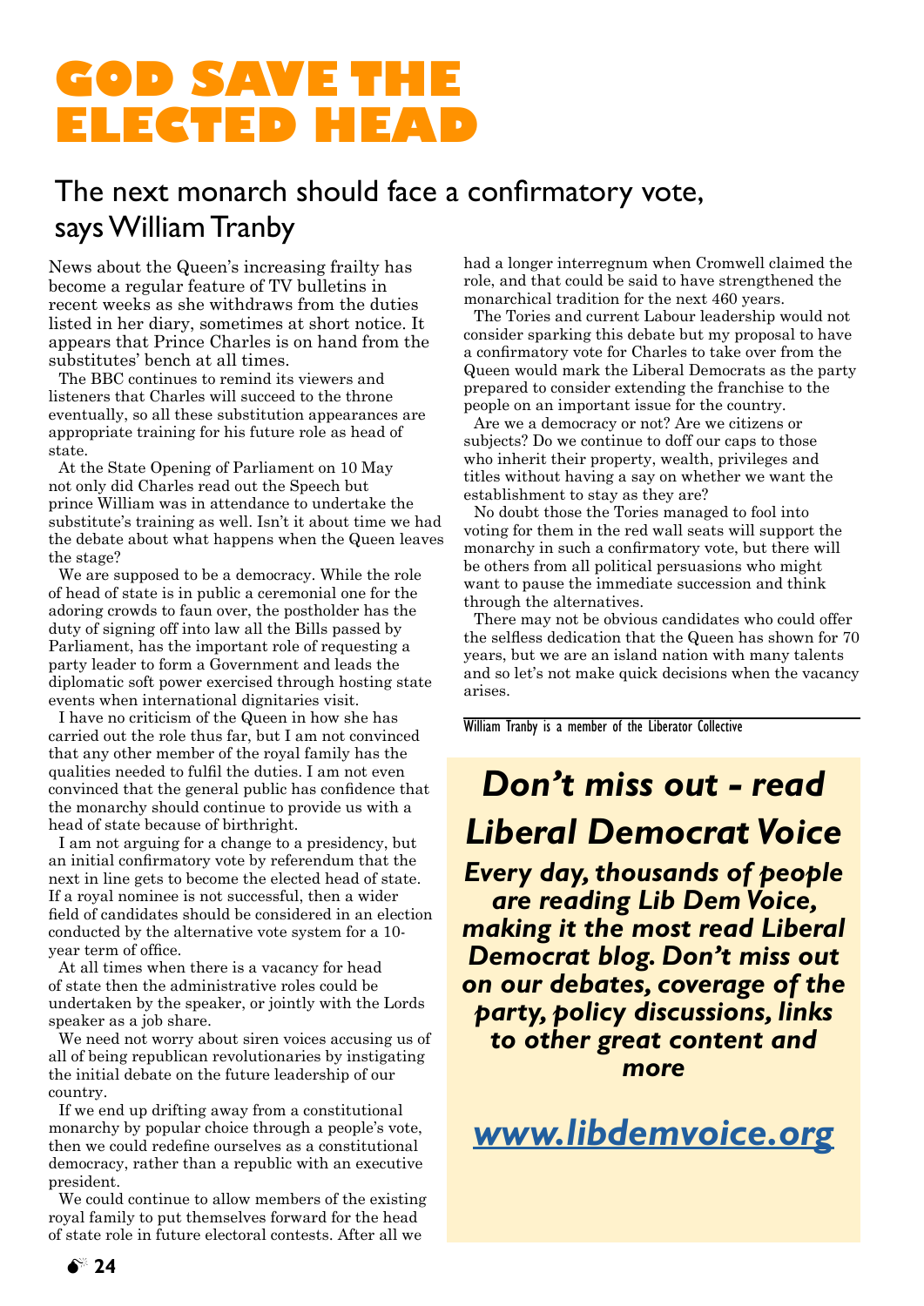# GOD SAVE THE ELECTED HEAD

## The next monarch should face a confirmatory vote, says William Tranby

News about the Queen's increasing frailty has become a regular feature of TV bulletins in recent weeks as she withdraws from the duties listed in her diary, sometimes at short notice. It appears that Prince Charles is on hand from the substitutes' bench at all times.

The BBC continues to remind its viewers and listeners that Charles will succeed to the throne eventually, so all these substitution appearances are appropriate training for his future role as head of state.

At the State Opening of Parliament on 10 May not only did Charles read out the Speech but prince William was in attendance to undertake the substitute's training as well. Isn't it about time we had the debate about what happens when the Queen leaves the stage?

We are supposed to be a democracy. While the role of head of state is in public a ceremonial one for the adoring crowds to faun over, the postholder has the duty of signing off into law all the Bills passed by Parliament, has the important role of requesting a party leader to form a Government and leads the diplomatic soft power exercised through hosting state events when international dignitaries visit.

I have no criticism of the Queen in how she has carried out the role thus far, but I am not convinced that any other member of the royal family has the qualities needed to fulfil the duties. I am not even convinced that the general public has confidence that the monarchy should continue to provide us with a head of state because of birthright.

I am not arguing for a change to a presidency, but an initial confirmatory vote by referendum that the next in line gets to become the elected head of state. If a royal nominee is not successful, then a wider field of candidates should be considered in an election conducted by the alternative vote system for a 10-year term of office.

At all times when there is a vacancy for head of state then the administrative roles could be undertaken by the speaker, or jointly with the Lords speaker as a job share.

We need not worry about siren voices accusing us of all of being republican revolutionaries by instigating the initial debate on the future leadership of our country.

If we end up drifting away from a constitutional monarchy by popular choice through a people's vote, then we could redefine ourselves as a constitutional democracy, rather than a republic with an executive president.

We could continue to allow members of the existing royal family to put themselves forward for the head of state role in future electoral contests. After all we had a longer interregnum when Cromwell claimed the role, and that could be said to have strengthened the monarchical tradition for the next 460 years.

The Tories and current Labour leadership would not consider sparking this debate but my proposal to have a confirmatory vote for Charles to take over from the Queen would mark the Liberal Democrats as the party prepared to consider extending the franchise to the people on an important issue for the country.

Are we a democracy or not? Are we citizens or subjects? Do we continue to doff our caps to those who inherit their property, wealth, privileges and titles without having a say on whether we want the establishment to stay as they are?

No doubt those the Tories managed to fool into voting for them in the red wall seats will support the monarchy in such a confirmatory vote, but there will be others from all political persuasions who might want to pause the immediate succession and think through the alternatives.

There may not be obvious candidates who could offer the selfless dedication that the Queen has shown for 70 years, but we are an island nation with many talents and so let's not make quick decisions when the vacancy arises.

*William Tranby is a member of the Liberator Collective*

---

## *Don't miss out - read Liberal Democrat Voice*

***Every day, thousands of people are reading Lib Dem Voice, making it the most read Liberal Democrat blog. Don't miss out on our debates, coverage of the party, policy discussions, links to other great content and more***

***www.libdemvoice.org***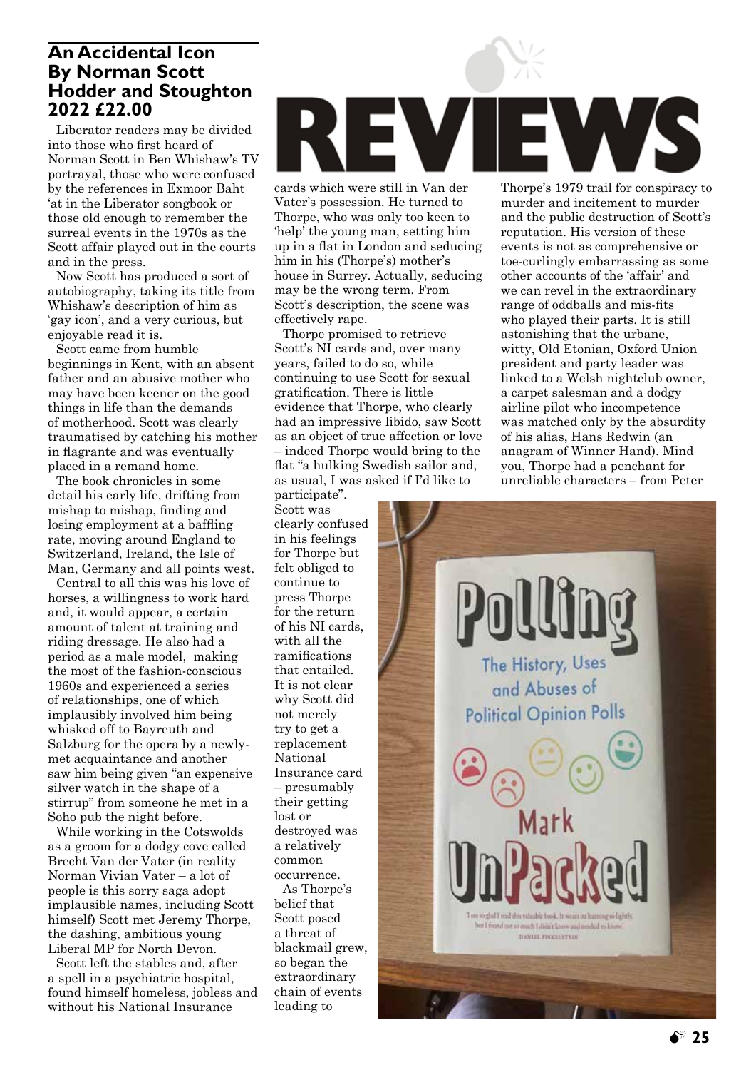# REVIEWS

## An Accidental Icon
## By Norman Scott
## Hodder and Stoughton 2022 £22.00

Liberator readers may be divided into those who first heard of Norman Scott in Ben Whishaw's TV portrayal, those who were confused by the references in Exmoor Baht 'at in the Liberator songbook or those old enough to remember the surreal events in the 1970s as the Scott affair played out in the courts and in the press.

Now Scott has produced a sort of autobiography, taking its title from Whishaw's description of him as 'gay icon', and a very curious, but enjoyable read it is.

Scott came from humble beginnings in Kent, with an absent father and an abusive mother who may have been keener on the good things in life than the demands of motherhood. Scott was clearly traumatised by catching his mother in flagrante and was eventually placed in a remand home.

The book chronicles in some detail his early life, drifting from mishap to mishap, finding and losing employment at a baffling rate, moving around England to Switzerland, Ireland, the Isle of Man, Germany and all points west.

Central to all this was his love of horses, a willingness to work hard and, it would appear, a certain amount of talent at training and riding dressage. He also had a period as a male model, making the most of the fashion-conscious 1960s and experienced a series of relationships, one of which implausibly involved him being whisked off to Bayreuth and Salzburg for the opera by a newly-met acquaintance and another saw him being given "an expensive silver watch in the shape of a stirrup" from someone he met in a Soho pub the night before.

While working in the Cotswolds as a groom for a dodgy cove called Brecht Van der Vater (in reality Norman Vivian Vater – a lot of people is this sorry saga adopt implausible names, including Scott himself) Scott met Jeremy Thorpe, the dashing, ambitious young Liberal MP for North Devon.

Scott left the stables and, after a spell in a psychiatric hospital, found himself homeless, jobless and without his National Insurance cards which were still in Van der Vater's possession. He turned to Thorpe, who was only too keen to 'help' the young man, setting him up in a flat in London and seducing him in his (Thorpe's) mother's house in Surrey. Actually, seducing may be the wrong term. From Scott's description, the scene was effectively rape.

Thorpe promised to retrieve Scott's NI cards and, over many years, failed to do so, while continuing to use Scott for sexual gratification. There is little evidence that Thorpe, who clearly had an impressive libido, saw Scott as an object of true affection or love – indeed Thorpe would bring to the flat "a hulking Swedish sailor and, as usual, I was asked if I'd like to participate".

Scott was clearly confused in his feelings for Thorpe but felt obliged to continue to press Thorpe for the return of his NI cards, with all the ramifications that entailed. It is not clear why Scott did not merely try to get a replacement National Insurance card – presumably their getting lost or destroyed was a relatively common occurrence.

As Thorpe's belief that Scott posed a threat of blackmail grew, so began the extraordinary chain of events leading to Thorpe's 1979 trail for conspiracy to murder and incitement to murder and the public destruction of Scott's reputation. His version of these events is not as comprehensive or toe-curlingly embarrassing as some other accounts of the 'affair' and we can revel in the extraordinary range of oddballs and mis-fits who played their parts. It is still astonishing that the urbane, witty, Old Etonian, Oxford Union president and party leader was linked to a Welsh nightclub owner, a carpet salesman and a dodgy airline pilot who incompetence was matched only by the absurdity of his alias, Hans Redwin (an anagram of Winner Hand). Mind you, Thorpe had a penchant for unreliable characters – from Peter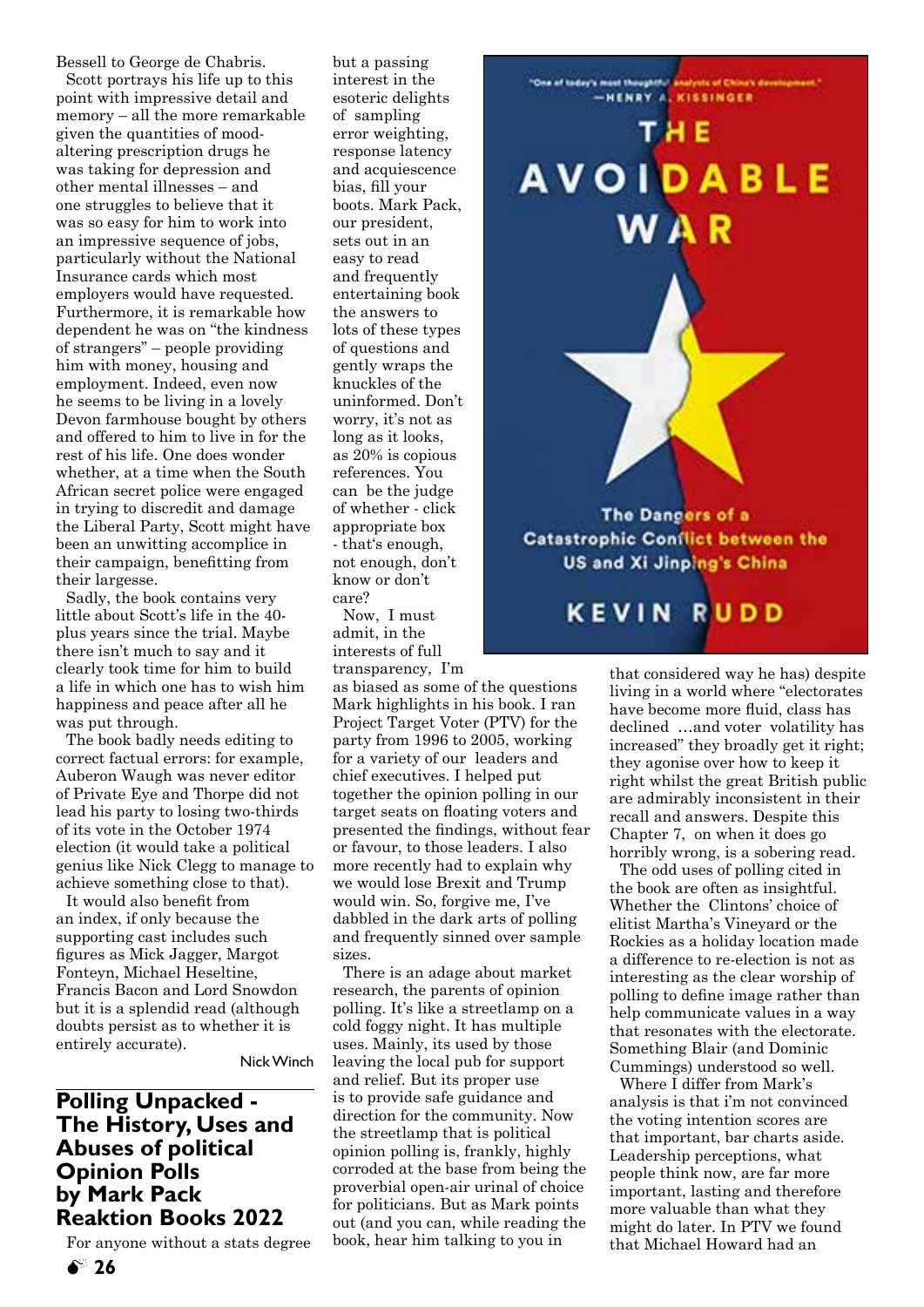Bessell to George de Chabris.

Scott portrays his life up to this point with impressive detail and memory – all the more remarkable given the quantities of mood-altering prescription drugs he was taking for depression and other mental illnesses – and one struggles to believe that it was so easy for him to work into an impressive sequence of jobs, particularly without the National Insurance cards which most employers would have requested. Furthermore, it is remarkable how dependent he was on "the kindness of strangers" – people providing him with money, housing and employment. Indeed, even now he seems to be living in a lovely Devon farmhouse bought by others and offered to him to live in for the rest of his life. One does wonder whether, at a time when the South African secret police were engaged in trying to discredit and damage the Liberal Party, Scott might have been an unwitting accomplice in their campaign, benefitting from their largesse.

Sadly, the book contains very little about Scott's life in the 40-plus years since the trial. Maybe there isn't much to say and it clearly took time for him to build a life in which one has to wish him happiness and peace after all he was put through.

The book badly needs editing to correct factual errors: for example, Auberon Waugh was never editor of Private Eye and Thorpe did not lead his party to losing two-thirds of its vote in the October 1974 election (it would take a political genius like Nick Clegg to manage to achieve something close to that).

It would also benefit from an index, if only because the supporting cast includes such figures as Mick Jagger, Margot Fonteyn, Michael Heseltine, Francis Bacon and Lord Snowdon but it is a splendid read (although doubts persist as to whether it is entirely accurate).

Nick Winch

## Polling Unpacked - The History, Uses and Abuses of political Opinion Polls by Mark Pack Reaktion Books 2022

For anyone without a stats degree but a passing interest in the esoteric delights of sampling error weighting, response latency and acquiescence bias, fill your boots. Mark Pack, our president, sets out in an easy to read and frequently entertaining book the answers to lots of these types of questions and gently wraps the knuckles of the uninformed. Don't worry, it's not as long as it looks, as 20% is copious references. You can be the judge of whether - click appropriate box - that's enough, not enough, don't know or don't care?

Now, I must admit, in the interests of full transparency, I'm as biased as some of the questions Mark highlights in his book. I ran Project Target Voter (PTV) for the party from 1996 to 2005, working for a variety of our leaders and chief executives. I helped put together the opinion polling in our target seats on floating voters and presented the findings, without fear or favour, to those leaders. I also more recently had to explain why we would lose Brexit and Trump would win. So, forgive me, I've dabbled in the dark arts of polling and frequently sinned over sample sizes.

There is an adage about market research, the parents of opinion polling. It's like a streetlamp on a cold foggy night. It has multiple uses. Mainly, its used by those leaving the local pub for support and relief. But its proper use is to provide safe guidance and direction for the community. Now the streetlamp that is political opinion polling is, frankly, highly corroded at the base from being the proverbial open-air urinal of choice for politicians. But as Mark points out (and you can, while reading the book, hear him talking to you in that considered way he has) despite living in a world where "electorates have become more fluid, class has declined …and voter volatility has increased" they broadly get it right; they agonise over how to keep it right whilst the great British public are admirably inconsistent in their recall and answers. Despite this Chapter 7, on when it does go horribly wrong, is a sobering read.

The odd uses of polling cited in the book are often as insightful. Whether the Clintons' choice of elitist Martha's Vineyard or the Rockies as a holiday location made a difference to re-election is not as interesting as the clear worship of polling to define image rather than help communicate values in a way that resonates with the electorate. Something Blair (and Dominic Cummings) understood so well.

Where I differ from Mark's analysis is that i'm not convinced the voting intention scores are that important, bar charts aside. Leadership perceptions, what people think now, are far more important, lasting and therefore more valuable than what they might do later. In PTV we found that Michael Howard had an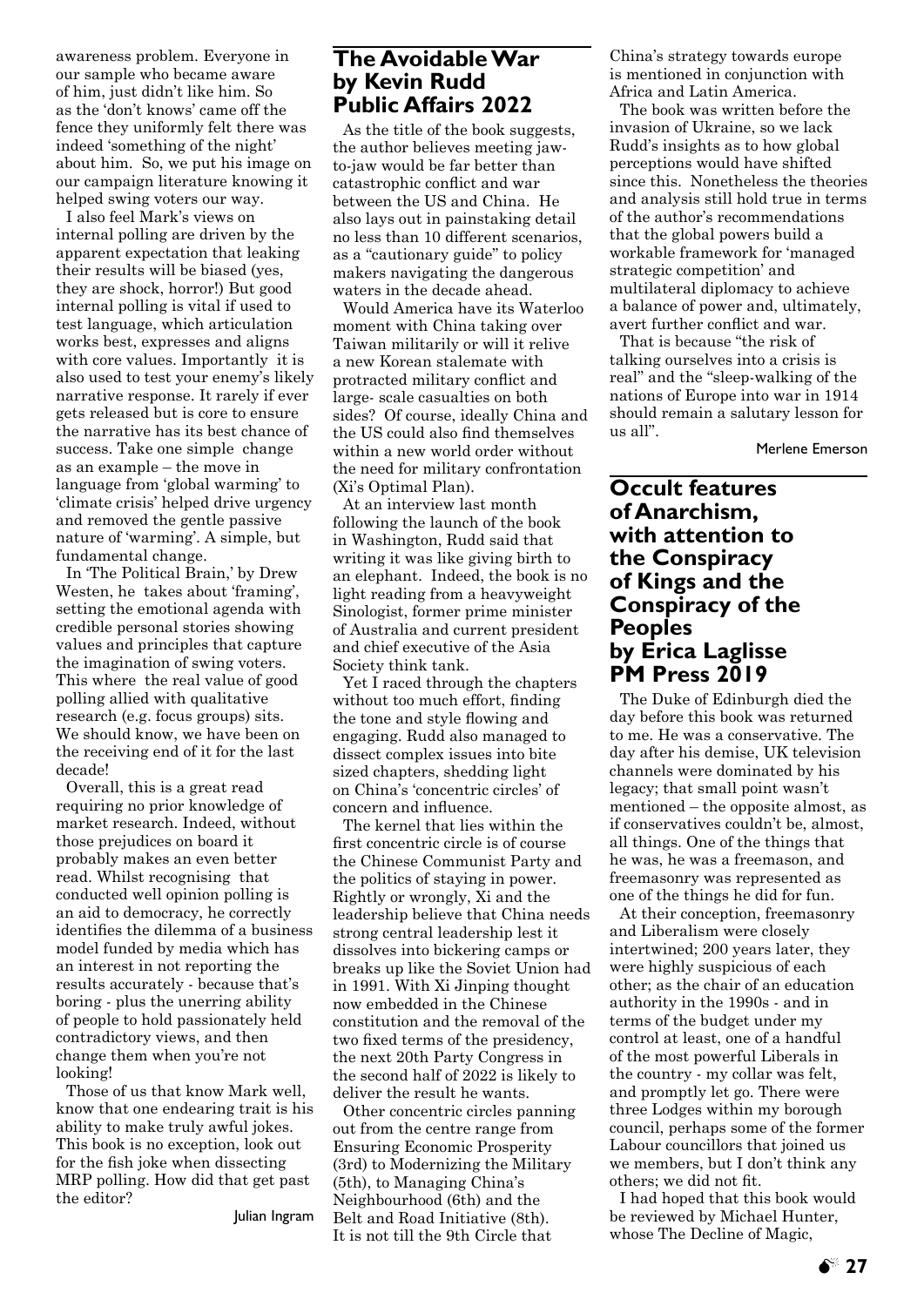awareness problem. Everyone in our sample who became aware of him, just didn't like him. So as the 'don't knows' came off the fence they uniformly felt there was indeed 'something of the night' about him. So, we put his image on our campaign literature knowing it helped swing voters our way.

I also feel Mark's views on internal polling are driven by the apparent expectation that leaking their results will be biased (yes, they are shock, horror!) But good internal polling is vital if used to test language, which articulation works best, expresses and aligns with core values. Importantly it is also used to test your enemy's likely narrative response. It rarely if ever gets released but is core to ensure the narrative has its best chance of success. Take one simple change as an example – the move in language from 'global warming' to 'climate crisis' helped drive urgency and removed the gentle passive nature of 'warming'. A simple, but fundamental change.

In 'The Political Brain,' by Drew Westen, he takes about 'framing', setting the emotional agenda with credible personal stories showing values and principles that capture the imagination of swing voters. This where the real value of good polling allied with qualitative research (e.g. focus groups) sits. We should know, we have been on the receiving end of it for the last decade!

Overall, this is a great read requiring no prior knowledge of market research. Indeed, without those prejudices on board it probably makes an even better read. Whilst recognising that conducted well opinion polling is an aid to democracy, he correctly identifies the dilemma of a business model funded by media which has an interest in not reporting the results accurately - because that's boring - plus the unerring ability of people to hold passionately held contradictory views, and then change them when you're not looking!

Those of us that know Mark well, know that one endearing trait is his ability to make truly awful jokes. This book is no exception, look out for the fish joke when dissecting MRP polling. How did that get past the editor?

Julian Ingram

## The Avoidable War by Kevin Rudd Public Affairs 2022

As the title of the book suggests, the author believes meeting jaw-to-jaw would be far better than catastrophic conflict and war between the US and China. He also lays out in painstaking detail no less than 10 different scenarios, as a "cautionary guide" to policy makers navigating the dangerous waters in the decade ahead.

Would America have its Waterloo moment with China taking over Taiwan militarily or will it relive a new Korean stalemate with protracted military conflict and large- scale casualties on both sides? Of course, ideally China and the US could also find themselves within a new world order without the need for military confrontation (Xi's Optimal Plan).

At an interview last month following the launch of the book in Washington, Rudd said that writing it was like giving birth to an elephant. Indeed, the book is no light reading from a heavyweight Sinologist, former prime minister of Australia and current president and chief executive of the Asia Society think tank.

Yet I raced through the chapters without too much effort, finding the tone and style flowing and engaging. Rudd also managed to dissect complex issues into bite sized chapters, shedding light on China's 'concentric circles' of concern and influence.

The kernel that lies within the first concentric circle is of course the Chinese Communist Party and the politics of staying in power. Rightly or wrongly, Xi and the leadership believe that China needs strong central leadership lest it dissolves into bickering camps or breaks up like the Soviet Union had in 1991. With Xi Jinping thought now embedded in the Chinese constitution and the removal of the two fixed terms of the presidency, the next 20th Party Congress in the second half of 2022 is likely to deliver the result he wants.

Other concentric circles panning out from the centre range from Ensuring Economic Prosperity (3rd) to Modernizing the Military (5th), to Managing China's Neighbourhood (6th) and the Belt and Road Initiative (8th). It is not till the 9th Circle that China's strategy towards europe is mentioned in conjunction with Africa and Latin America.

The book was written before the invasion of Ukraine, so we lack Rudd's insights as to how global perceptions would have shifted since this. Nonetheless the theories and analysis still hold true in terms of the author's recommendations that the global powers build a workable framework for 'managed strategic competition' and multilateral diplomacy to achieve a balance of power and, ultimately, avert further conflict and war.

That is because "the risk of talking ourselves into a crisis is real" and the "sleep-walking of the nations of Europe into war in 1914 should remain a salutary lesson for us all".

Merlene Emerson

## Occult features of Anarchism, with attention to the Conspiracy of Kings and the Conspiracy of the Peoples by Erica Laglisse PM Press 2019

The Duke of Edinburgh died the day before this book was returned to me. He was a conservative. The day after his demise, UK television channels were dominated by his legacy; that small point wasn't mentioned – the opposite almost, as if conservatives couldn't be, almost, all things. One of the things that he was, he was a freemason, and freemasonry was represented as one of the things he did for fun.

At their conception, freemasonry and Liberalism were closely intertwined; 200 years later, they were highly suspicious of each other; as the chair of an education authority in the 1990s - and in terms of the budget under my control at least, one of a handful of the most powerful Liberals in the country - my collar was felt, and promptly let go. There were three Lodges within my borough council, perhaps some of the former Labour councillors that joined us we members, but I don't think any others; we did not fit.

I had hoped that this book would be reviewed by Michael Hunter, whose The Decline of Magic,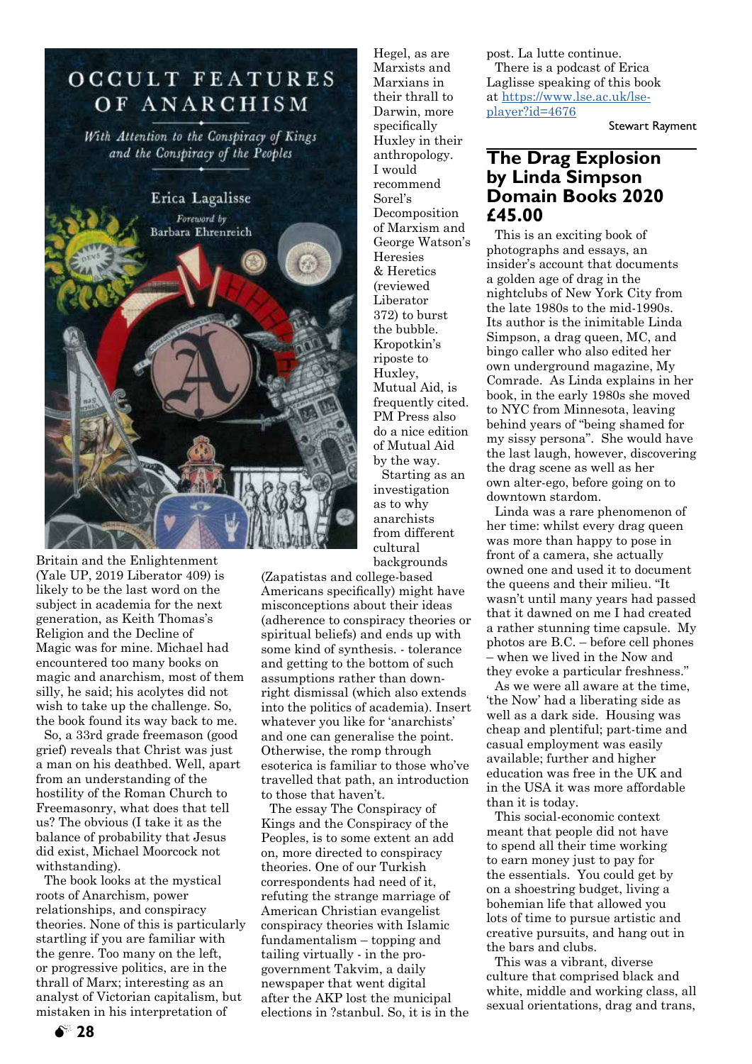Britain and the Enlightenment (Yale UP, 2019 Liberator 409) is likely to be the last word on the subject in academia for the next generation, as Keith Thomas's Religion and the Decline of Magic was for mine. Michael had encountered too many books on magic and anarchism, most of them silly, he said; his acolytes did not wish to take up the challenge. So, the book found its way back to me.

So, a 33rd grade freemason (good grief) reveals that Christ was just a man on his deathbed. Well, apart from an understanding of the hostility of the Roman Church to Freemasonry, what does that tell us? The obvious (I take it as the balance of probability that Jesus did exist, Michael Moorcock not withstanding).

The book looks at the mystical roots of Anarchism, power relationships, and conspiracy theories. None of this is particularly startling if you are familiar with the genre. Too many on the left, or progressive politics, are in the thrall of Marx; interesting as an analyst of Victorian capitalism, but mistaken in his interpretation of Hegel, as are Marxists and Marxians in their thrall to Darwin, more specifically Huxley in their anthropology. I would recommend Sorel's Decomposition of Marxism and George Watson's Heresies & Heretics (reviewed Liberator 372) to burst the bubble. Kropotkin's riposte to Huxley, Mutual Aid, is frequently cited. PM Press also do a nice edition of Mutual Aid by the way.

Starting as an investigation as to why anarchists from different cultural backgrounds (Zapatistas and college-based Americans specifically) might have misconceptions about their ideas (adherence to conspiracy theories or spiritual beliefs) and ends up with some kind of synthesis. - tolerance and getting to the bottom of such assumptions rather than down-right dismissal (which also extends into the politics of academia). Insert whatever you like for 'anarchists' and one can generalise the point. Otherwise, the romp through esoterica is familiar to those who've travelled that path, an introduction to those that haven't.

The essay The Conspiracy of Kings and the Conspiracy of the Peoples, is to some extent an add on, more directed to conspiracy theories. One of our Turkish correspondents had need of it, refuting the strange marriage of American Christian evangelist conspiracy theories with Islamic fundamentalism – topping and tailing virtually - in the pro-government Takvim, a daily newspaper that went digital after the AKP lost the municipal elections in ?stanbul. So, it is in the post. La lutte continue.

There is a podcast of Erica Laglisse speaking of this book at https://www.lse.ac.uk/lse-player?id=4676

Stewart Rayment

## The Drag Explosion by Linda Simpson Domain Books 2020 £45.00

This is an exciting book of photographs and essays, an insider's account that documents a golden age of drag in the nightclubs of New York City from the late 1980s to the mid-1990s. Its author is the inimitable Linda Simpson, a drag queen, MC, and bingo caller who also edited her own underground magazine, My Comrade. As Linda explains in her book, in the early 1980s she moved to NYC from Minnesota, leaving behind years of "being shamed for my sissy persona". She would have the last laugh, however, discovering the drag scene as well as her own alter-ego, before going on to downtown stardom.

Linda was a rare phenomenon of her time: whilst every drag queen was more than happy to pose in front of a camera, she actually owned one and used it to document the queens and their milieu. "It wasn't until many years had passed that it dawned on me I had created a rather stunning time capsule. My photos are B.C. – before cell phones – when we lived in the Now and they evoke a particular freshness."

As we were all aware at the time, 'the Now' had a liberating side as well as a dark side. Housing was cheap and plentiful; part-time and casual employment was easily available; further and higher education was free in the UK and in the USA it was more affordable than it is today.

This social-economic context meant that people did not have to spend all their time working to earn money just to pay for the essentials. You could get by on a shoestring budget, living a bohemian life that allowed you lots of time to pursue artistic and creative pursuits, and hang out in the bars and clubs.

This was a vibrant, diverse culture that comprised black and white, middle and working class, all sexual orientations, drag and trans,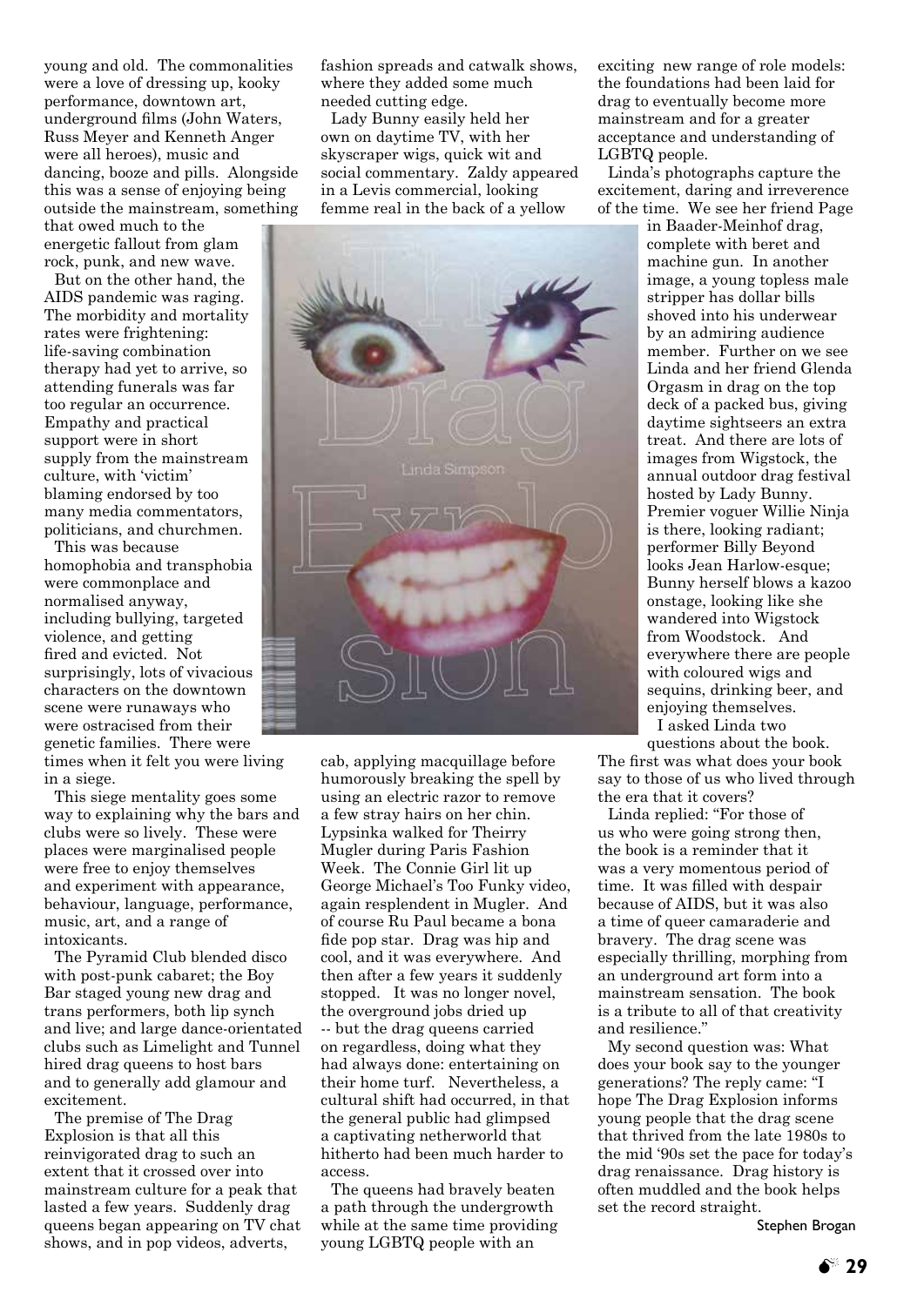young and old. The commonalities were a love of dressing up, kooky performance, downtown art, underground films (John Waters, Russ Meyer and Kenneth Anger were all heroes), music and dancing, booze and pills. Alongside this was a sense of enjoying being outside the mainstream, something that owed much to the energetic fallout from glam rock, punk, and new wave.

But on the other hand, the AIDS pandemic was raging. The morbidity and mortality rates were frightening: life-saving combination therapy had yet to arrive, so attending funerals was far too regular an occurrence. Empathy and practical support were in short supply from the mainstream culture, with 'victim' blaming endorsed by too many media commentators, politicians, and churchmen.

This was because homophobia and transphobia were commonplace and normalised anyway, including bullying, targeted violence, and getting fired and evicted. Not surprisingly, lots of vivacious characters on the downtown scene were runaways who were ostracised from their genetic families. There were times when it felt you were living in a siege.

This siege mentality goes some way to explaining why the bars and clubs were so lively. These were places were marginalised people were free to enjoy themselves and experiment with appearance, behaviour, language, performance, music, art, and a range of intoxicants.

The Pyramid Club blended disco with post-punk cabaret; the Boy Bar staged young new drag and trans performers, both lip synch and live; and large dance-orientated clubs such as Limelight and Tunnel hired drag queens to host bars and to generally add glamour and excitement.

The premise of The Drag Explosion is that all this reinvigorated drag to such an extent that it crossed over into mainstream culture for a peak that lasted a few years. Suddenly drag queens began appearing on TV chat shows, and in pop videos, adverts, fashion spreads and catwalk shows, where they added some much needed cutting edge.

Lady Bunny easily held her own on daytime TV, with her skyscraper wigs, quick wit and social commentary. Zaldy appeared in a Levis commercial, looking femme real in the back of a yellow cab, applying macquillage before humorously breaking the spell by using an electric razor to remove a few stray hairs on her chin. Lypsinka walked for Theirry Mugler during Paris Fashion Week. The Connie Girl lit up George Michael's Too Funky video, again resplendent in Mugler. And of course Ru Paul became a bona fide pop star. Drag was hip and cool, and it was everywhere. And then after a few years it suddenly stopped. It was no longer novel, the overground jobs dried up -- but the drag queens carried on regardless, doing what they had always done: entertaining on their home turf. Nevertheless, a cultural shift had occurred, in that the general public had glimpsed a captivating netherworld that hitherto had been much harder to access.

The queens had bravely beaten a path through the undergrowth while at the same time providing young LGBTQ people with an exciting new range of role models: the foundations had been laid for drag to eventually become more mainstream and for a greater acceptance and understanding of LGBTQ people.

Linda's photographs capture the excitement, daring and irreverence of the time. We see her friend Page in Baader-Meinhof drag, complete with beret and machine gun. In another image, a young topless male stripper has dollar bills shoved into his underwear by an admiring audience member. Further on we see Linda and her friend Glenda Orgasm in drag on the top deck of a packed bus, giving daytime sightseers an extra treat. And there are lots of images from Wigstock, the annual outdoor drag festival hosted by Lady Bunny. Premier voguer Willie Ninja is there, looking radiant; performer Billy Beyond looks Jean Harlow-esque; Bunny herself blows a kazoo onstage, looking like she wandered into Wigstock from Woodstock. And everywhere there are people with coloured wigs and sequins, drinking beer, and enjoying themselves.

I asked Linda two questions about the book. The first was what does your book say to those of us who lived through the era that it covers?

Linda replied: "For those of us who were going strong then, the book is a reminder that it was a very momentous period of time. It was filled with despair because of AIDS, but it was also a time of queer camaraderie and bravery. The drag scene was especially thrilling, morphing from an underground art form into a mainstream sensation. The book is a tribute to all of that creativity and resilience."

My second question was: What does your book say to the younger generations? The reply came: "I hope The Drag Explosion informs young people that the drag scene that thrived from the late 1980s to the mid '90s set the pace for today's drag renaissance. Drag history is often muddled and the book helps set the record straight.

Stephen Brogan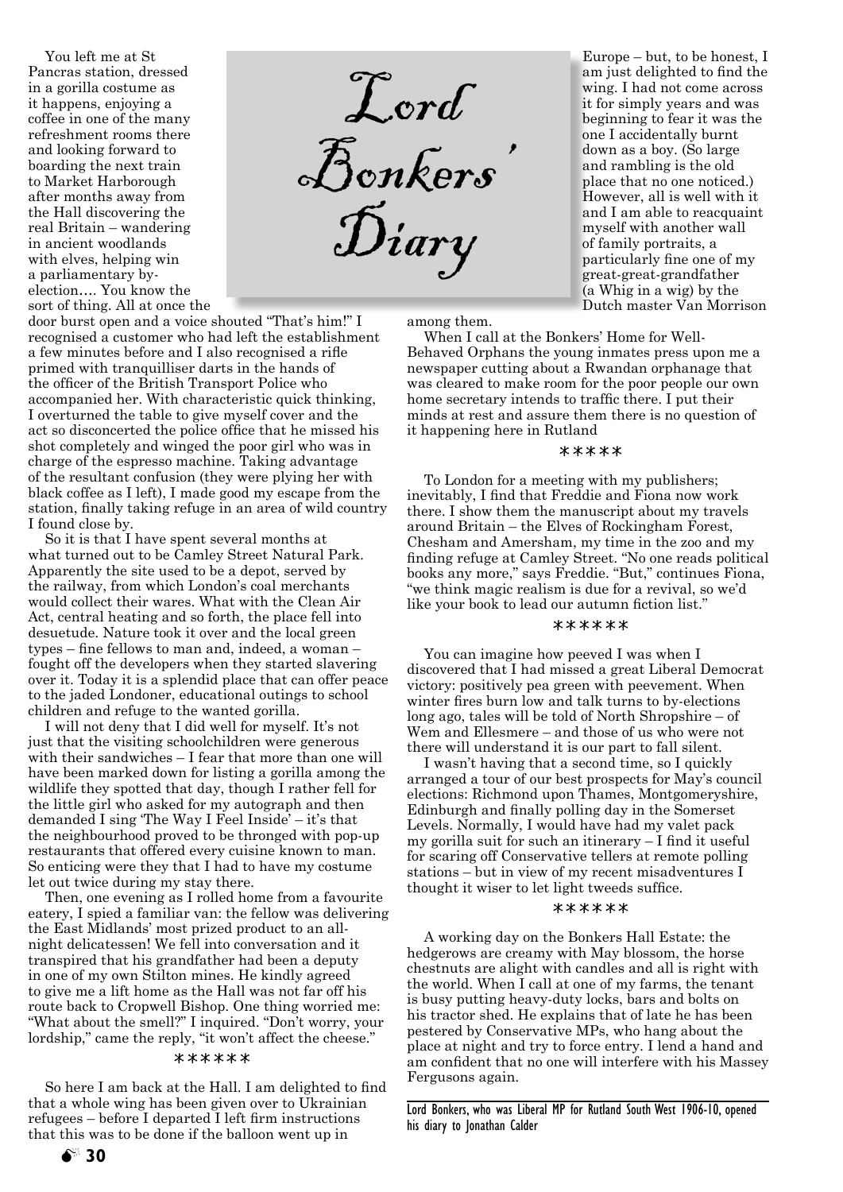# Lord Bonkers' Diary

You left me at St Pancras station, dressed in a gorilla costume as it happens, enjoying a coffee in one of the many refreshment rooms there and looking forward to boarding the next train to Market Harborough after months away from the Hall discovering the real Britain – wandering in ancient woodlands with elves, helping win a parliamentary by-election…. You know the sort of thing. All at once the door burst open and a voice shouted "That's him!" I recognised a customer who had left the establishment a few minutes before and I also recognised a rifle primed with tranquilliser darts in the hands of the officer of the British Transport Police who accompanied her. With characteristic quick thinking, I overturned the table to give myself cover and the act so disconcerted the police office that he missed his shot completely and winged the poor girl who was in charge of the espresso machine. Taking advantage of the resultant confusion (they were plying her with black coffee as I left), I made good my escape from the station, finally taking refuge in an area of wild country I found close by.

So it is that I have spent several months at what turned out to be Camley Street Natural Park. Apparently the site used to be a depot, served by the railway, from which London's coal merchants would collect their wares. What with the Clean Air Act, central heating and so forth, the place fell into desuetude. Nature took it over and the local green types – fine fellows to man and, indeed, a woman – fought off the developers when they started slavering over it. Today it is a splendid place that can offer peace to the jaded Londoner, educational outings to school children and refuge to the wanted gorilla.

I will not deny that I did well for myself. It's not just that the visiting schoolchildren were generous with their sandwiches – I fear that more than one will have been marked down for listing a gorilla among the wildlife they spotted that day, though I rather fell for the little girl who asked for my autograph and then demanded I sing 'The Way I Feel Inside' – it's that the neighbourhood proved to be thronged with pop-up restaurants that offered every cuisine known to man. So enticing were they that I had to have my costume let out twice during my stay there.

Then, one evening as I rolled home from a favourite eatery, I spied a familiar van: the fellow was delivering the East Midlands' most prized product to an all-night delicatessen! We fell into conversation and it transpired that his grandfather had been a deputy in one of my own Stilton mines. He kindly agreed to give me a lift home as the Hall was not far off his route back to Cropwell Bishop. One thing worried me: "What about the smell?" I inquired. "Don't worry, your lordship," came the reply, "it won't affect the cheese."

\*\*\*\*\*\*

So here I am back at the Hall. I am delighted to find that a whole wing has been given over to Ukrainian refugees – before I departed I left firm instructions that this was to be done if the balloon went up in Europe – but, to be honest, I am just delighted to find the wing. I had not come across it for simply years and was beginning to fear it was the one I accidentally burnt down as a boy. (So large and rambling is the old place that no one noticed.) However, all is well with it and I am able to reacquaint myself with another wall of family portraits, a particularly fine one of my great-great-grandfather (a Whig in a wig) by the Dutch master Van Morrison among them.

When I call at the Bonkers' Home for Well-Behaved Orphans the young inmates press upon me a newspaper cutting about a Rwandan orphanage that was cleared to make room for the poor people our own home secretary intends to traffic there. I put their minds at rest and assure them there is no question of it happening here in Rutland

\*\*\*\*\*

To London for a meeting with my publishers; inevitably, I find that Freddie and Fiona now work there. I show them the manuscript about my travels around Britain – the Elves of Rockingham Forest, Chesham and Amersham, my time in the zoo and my finding refuge at Camley Street. "No one reads political books any more," says Freddie. "But," continues Fiona, "we think magic realism is due for a revival, so we'd like your book to lead our autumn fiction list."

\*\*\*\*\*\*

You can imagine how peeved I was when I discovered that I had missed a great Liberal Democrat victory: positively pea green with peevement. When winter fires burn low and talk turns to by-elections long ago, tales will be told of North Shropshire – of Wem and Ellesmere – and those of us who were not there will understand it is our part to fall silent.

I wasn't having that a second time, so I quickly arranged a tour of our best prospects for May's council elections: Richmond upon Thames, Montgomeryshire, Edinburgh and finally polling day in the Somerset Levels. Normally, I would have had my valet pack my gorilla suit for such an itinerary – I find it useful for scaring off Conservative tellers at remote polling stations – but in view of my recent misadventures I thought it wiser to let light tweeds suffice.

\*\*\*\*\*\*

A working day on the Bonkers Hall Estate: the hedgerows are creamy with May blossom, the horse chestnuts are alight with candles and all is right with the world. When I call at one of my farms, the tenant is busy putting heavy-duty locks, bars and bolts on his tractor shed. He explains that of late he has been pestered by Conservative MPs, who hang about the place at night and try to force entry. I lend a hand and am confident that no one will interfere with his Massey Fergusons again.

Lord Bonkers, who was Liberal MP for Rutland South West 1906-10, opened his diary to Jonathan Calder